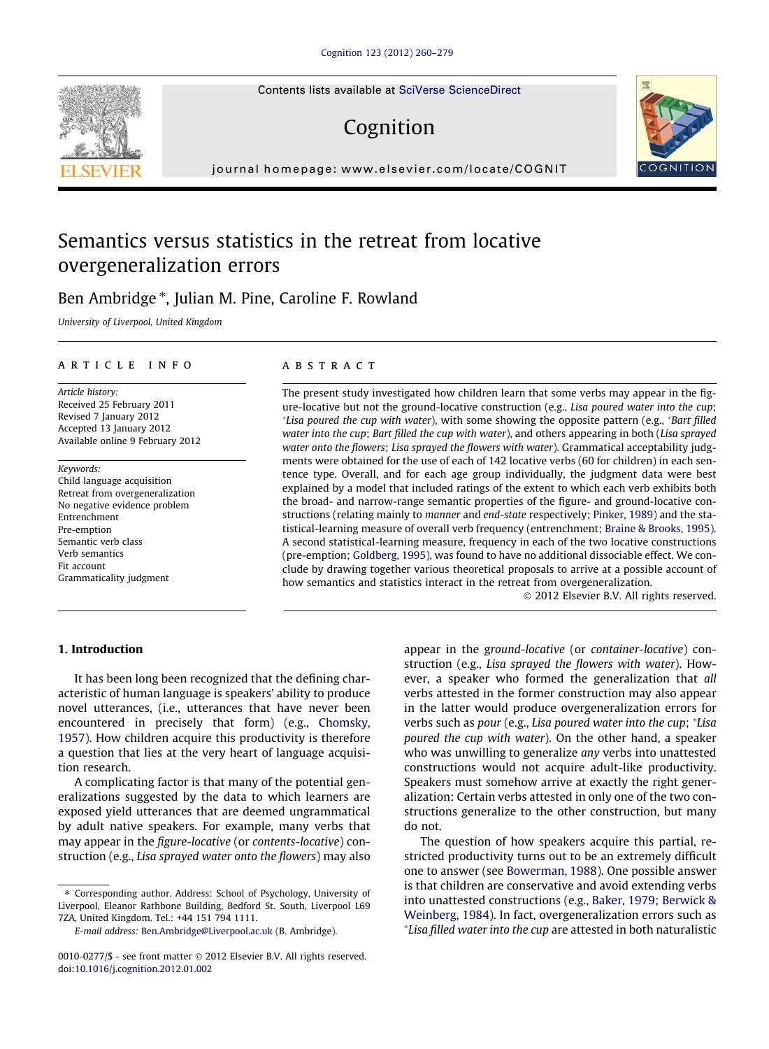# Semantics versus statistics in the retreat from locative overgeneralization errors

Ben Ambridge *, Julian M. Pine, Caroline F. Rowland

*University of Liverpool, United Kingdom*

## ARTICLE INFO

*Article history:*
Received 25 February 2011
Revised 7 January 2012
Accepted 13 January 2012
Available online 9 February 2012

*Keywords:*
Child language acquisition
Retreat from overgeneralization
No negative evidence problem
Entrenchment
Pre-emption
Semantic verb class
Verb semantics
Fit account
Grammaticality judgment

## ABSTRACT

The present study investigated how children learn that some verbs may appear in the figure-locative but not the ground-locative construction (e.g., *Lisa poured water into the cup*; \**Lisa poured the cup with water*), with some showing the opposite pattern (e.g., \**Bart filled water into the cup*; *Bart filled the cup with water*), and others appearing in both (*Lisa sprayed water onto the flowers*; *Lisa sprayed the flowers with water*). Grammatical acceptability judgments were obtained for the use of each of 142 locative verbs (60 for children) in each sentence type. Overall, and for each age group individually, the judgment data were best explained by a model that included ratings of the extent to which each verb exhibits both the broad- and narrow-range semantic properties of the figure- and ground-locative constructions (relating mainly to *manner* and *end-state* respectively; Pinker, 1989) and the statistical-learning measure of overall verb frequency (entrenchment; Braine & Brooks, 1995). A second statistical-learning measure, frequency in each of the two locative constructions (pre-emption; Goldberg, 1995), was found to have no additional dissociable effect. We conclude by drawing together various theoretical proposals to arrive at a possible account of how semantics and statistics interact in the retreat from overgeneralization.

© 2012 Elsevier B.V. All rights reserved.

## 1. Introduction

It has been long been recognized that the defining characteristic of human language is speakers' ability to produce novel utterances, (i.e., utterances that have never been encountered in precisely that form) (e.g., Chomsky, 1957). How children acquire this productivity is therefore a question that lies at the very heart of language acquisition research.

A complicating factor is that many of the potential generalizations suggested by the data to which learners are exposed yield utterances that are deemed ungrammatical by adult native speakers. For example, many verbs that may appear in the *figure-locative* (or *contents-locative*) construction (e.g., *Lisa sprayed water onto the flowers*) may also appear in the *ground-locative* (or *container-locative*) construction (e.g., *Lisa sprayed the flowers with water*). However, a speaker who formed the generalization that *all* verbs attested in the former construction may also appear in the latter would produce overgeneralization errors for verbs such as *pour* (e.g., *Lisa poured water into the cup*; \**Lisa poured the cup with water*). On the other hand, a speaker who was unwilling to generalize *any* verbs into unattested constructions would not acquire adult-like productivity. Speakers must somehow arrive at exactly the right generalization: Certain verbs attested in only one of the two constructions generalize to the other construction, but many do not.

The question of how speakers acquire this partial, restricted productivity turns out to be an extremely difficult one to answer (see Bowerman, 1988). One possible answer is that children are conservative and avoid extending verbs into unattested constructions (e.g., Baker, 1979; Berwick & Weinberg, 1984). In fact, overgeneralization errors such as \**Lisa filled water into the cup* are attested in both naturalistic

---

\* Corresponding author. Address: School of Psychology, University of Liverpool, Eleanor Rathbone Building, Bedford St. South, Liverpool L69 7ZA, United Kingdom. Tel.: +44 151 794 1111.

*E-mail address:* Ben.Ambridge@Liverpool.ac.uk (B. Ambridge).

0010-0277/$ - see front matter © 2012 Elsevier B.V. All rights reserved.
doi:10.1016/j.cognition.2012.01.002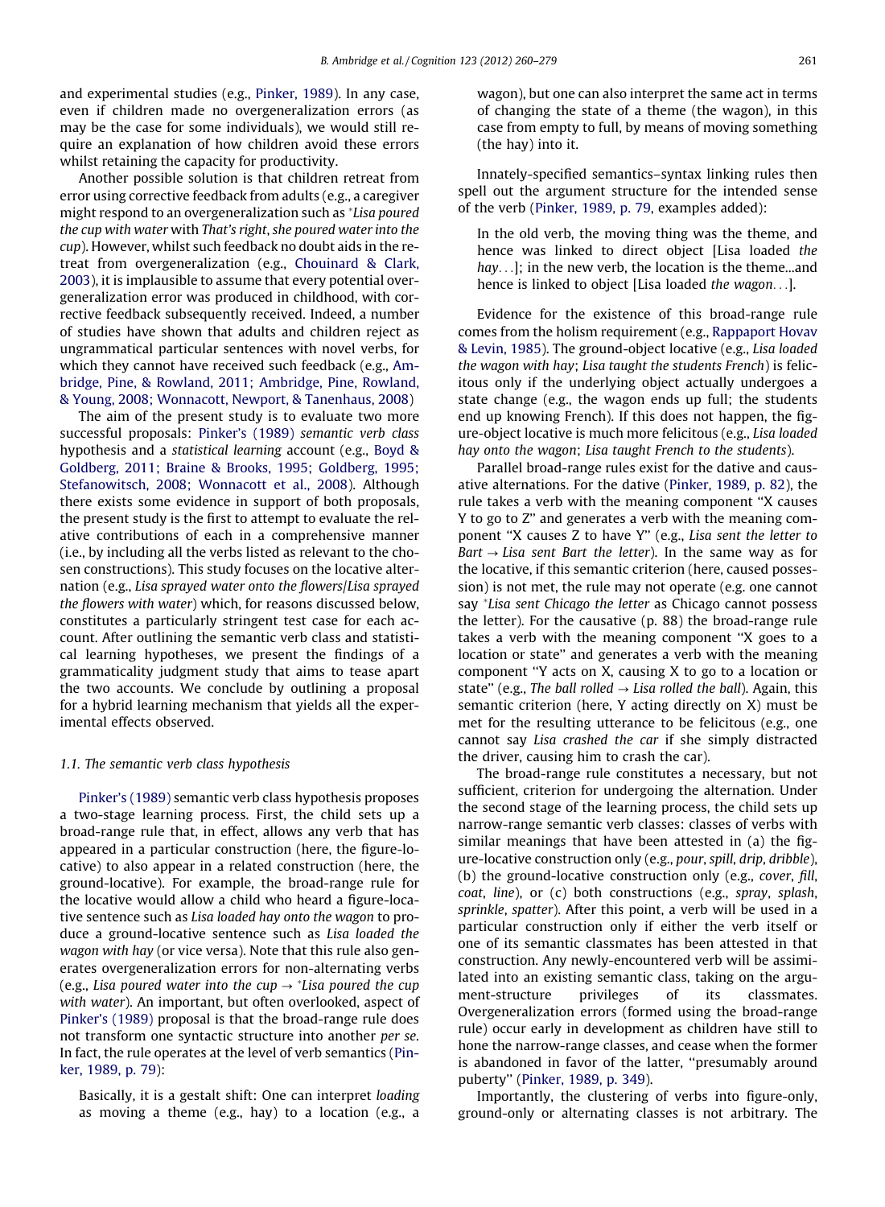and experimental studies (e.g., Pinker, 1989). In any case, even if children made no overgeneralization errors (as may be the case for some individuals), we would still require an explanation of how children avoid these errors whilst retaining the capacity for productivity.

Another possible solution is that children retreat from error using corrective feedback from adults (e.g., a caregiver might respond to an overgeneralization such as *\*Lisa poured the cup with water* with *That's right, she poured water into the cup*). However, whilst such feedback no doubt aids in the retreat from overgeneralization (e.g., Chouinard & Clark, 2003), it is implausible to assume that every potential overgeneralization error was produced in childhood, with corrective feedback subsequently received. Indeed, a number of studies have shown that adults and children reject as ungrammatical particular sentences with novel verbs, for which they cannot have received such feedback (e.g., Ambridge, Pine, & Rowland, 2011; Ambridge, Pine, Rowland, & Young, 2008; Wonnacott, Newport, & Tanenhaus, 2008)

The aim of the present study is to evaluate two more successful proposals: Pinker's (1989) *semantic verb class* hypothesis and a *statistical learning* account (e.g., Boyd & Goldberg, 2011; Braine & Brooks, 1995; Goldberg, 1995; Stefanowitsch, 2008; Wonnacott et al., 2008). Although there exists some evidence in support of both proposals, the present study is the first to attempt to evaluate the relative contributions of each in a comprehensive manner (i.e., by including all the verbs listed as relevant to the chosen constructions). This study focuses on the locative alternation (e.g., *Lisa sprayed water onto the flowers*/*Lisa sprayed the flowers with water*) which, for reasons discussed below, constitutes a particularly stringent test case for each account. After outlining the semantic verb class and statistical learning hypotheses, we present the findings of a grammaticality judgment study that aims to tease apart the two accounts. We conclude by outlining a proposal for a hybrid learning mechanism that yields all the experimental effects observed.

### 1.1. The semantic verb class hypothesis

Pinker's (1989) semantic verb class hypothesis proposes a two-stage learning process. First, the child sets up a broad-range rule that, in effect, allows any verb that has appeared in a particular construction (here, the figure-locative) to also appear in a related construction (here, the ground-locative). For example, the broad-range rule for the locative would allow a child who heard a figure-locative sentence such as *Lisa loaded hay onto the wagon* to produce a ground-locative sentence such as *Lisa loaded the wagon with hay* (or vice versa). Note that this rule also generates overgeneralization errors for non-alternating verbs (e.g., *Lisa poured water into the cup* → *\*Lisa poured the cup with water*). An important, but often overlooked, aspect of Pinker's (1989) proposal is that the broad-range rule does not transform one syntactic structure into another *per se*. In fact, the rule operates at the level of verb semantics (Pinker, 1989, p. 79):

> Basically, it is a gestalt shift: One can interpret *loading* as moving a theme (e.g., hay) to a location (e.g., a wagon), but one can also interpret the same act in terms of changing the state of a theme (the wagon), in this case from empty to full, by means of moving something (the hay) into it.

Innately-specified semantics–syntax linking rules then spell out the argument structure for the intended sense of the verb (Pinker, 1989, p. 79, examples added):

> In the old verb, the moving thing was the theme, and hence was linked to direct object [Lisa loaded *the hay*…]; in the new verb, the location is the theme...and hence is linked to object [Lisa loaded *the wagon*…].

Evidence for the existence of this broad-range rule comes from the holism requirement (e.g., Rappaport Hovav & Levin, 1985). The ground-object locative (e.g., *Lisa loaded the wagon with hay*; *Lisa taught the students French*) is felicitous only if the underlying object actually undergoes a state change (e.g., the wagon ends up full; the students end up knowing French). If this does not happen, the figure-object locative is more felicitous (e.g., *Lisa loaded hay onto the wagon*; *Lisa taught French to the students*).

Parallel broad-range rules exist for the dative and causative alternations. For the dative (Pinker, 1989, p. 82), the rule takes a verb with the meaning component "X causes Y to go to Z" and generates a verb with the meaning component "X causes Z to have Y" (e.g., *Lisa sent the letter to Bart* → *Lisa sent Bart the letter*). In the same way as for the locative, if this semantic criterion (here, caused possession) is not met, the rule may not operate (e.g. one cannot say *\*Lisa sent Chicago the letter* as Chicago cannot possess the letter). For the causative (p. 88) the broad-range rule takes a verb with the meaning component "X goes to a location or state" and generates a verb with the meaning component "Y acts on X, causing X to go to a location or state" (e.g., *The ball rolled* → *Lisa rolled the ball*). Again, this semantic criterion (here, Y acting directly on X) must be met for the resulting utterance to be felicitous (e.g., one cannot say *Lisa crashed the car* if she simply distracted the driver, causing him to crash the car).

The broad-range rule constitutes a necessary, but not sufficient, criterion for undergoing the alternation. Under the second stage of the learning process, the child sets up narrow-range semantic verb classes: classes of verbs with similar meanings that have been attested in (a) the figure-locative construction only (e.g., *pour*, *spill*, *drip*, *dribble*), (b) the ground-locative construction only (e.g., *cover*, *fill*, *coat*, *line*), or (c) both constructions (e.g., *spray*, *splash*, *sprinkle*, *spatter*). After this point, a verb will be used in a particular construction only if either the verb itself or one of its semantic classmates has been attested in that construction. Any newly-encountered verb will be assimilated into an existing semantic class, taking on the argument-structure privileges of its classmates. Overgeneralization errors (formed using the broad-range rule) occur early in development as children have still to hone the narrow-range classes, and cease when the former is abandoned in favor of the latter, "presumably around puberty" (Pinker, 1989, p. 349).

Importantly, the clustering of verbs into figure-only, ground-only or alternating classes is not arbitrary. The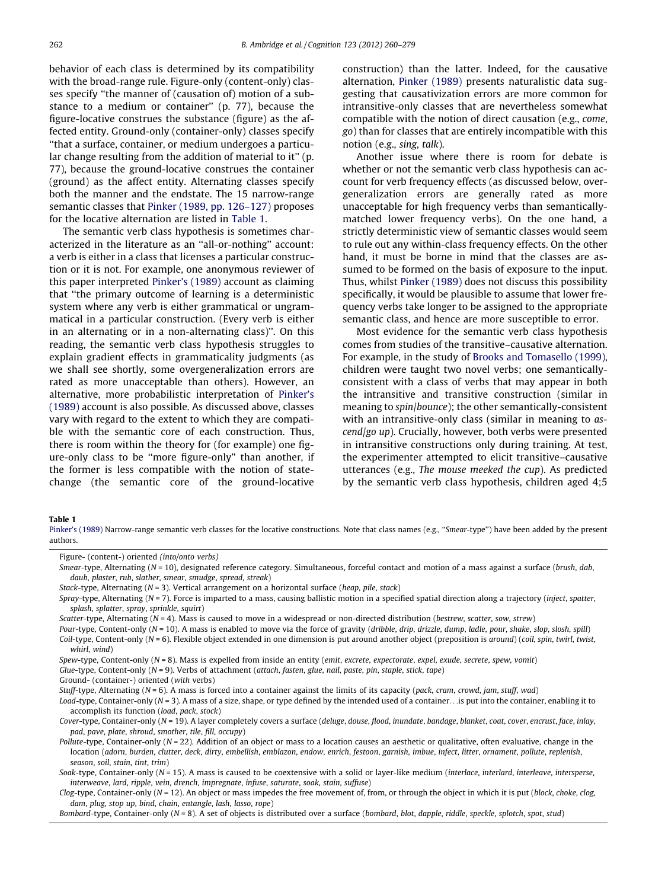behavior of each class is determined by its compatibility with the broad-range rule. Figure-only (content-only) classes specify "the manner of (causation of) motion of a substance to a medium or container" (p. 77), because the figure-locative construes the substance (figure) as the affected entity. Ground-only (container-only) classes specify "that a surface, container, or medium undergoes a particular change resulting from the addition of material to it" (p. 77), because the ground-locative construes the container (ground) as the affect entity. Alternating classes specify both the manner and the endstate. The 15 narrow-range semantic classes that Pinker (1989, pp. 126–127) proposes for the locative alternation are listed in Table 1.

The semantic verb class hypothesis is sometimes characterized in the literature as an "all-or-nothing" account: a verb is either in a class that licenses a particular construction or it is not. For example, one anonymous reviewer of this paper interpreted Pinker's (1989) account as claiming that "the primary outcome of learning is a deterministic system where any verb is either grammatical or ungrammatical in a particular construction. (Every verb is either in an alternating or in a non-alternating class)". On this reading, the semantic verb class hypothesis struggles to explain gradient effects in grammaticality judgments (as we shall see shortly, some overgeneralization errors are rated as more unacceptable than others). However, an alternative, more probabilistic interpretation of Pinker's (1989) account is also possible. As discussed above, classes vary with regard to the extent to which they are compatible with the semantic core of each construction. Thus, there is room within the theory for (for example) one figure-only class to be "more figure-only" than another, if the former is less compatible with the notion of state-change (the semantic core of the ground-locative construction) than the latter. Indeed, for the causative alternation, Pinker (1989) presents naturalistic data suggesting that causativization errors are more common for intransitive-only classes that are nevertheless somewhat compatible with the notion of direct causation (e.g., *come*, *go*) than for classes that are entirely incompatible with this notion (e.g., *sing*, *talk*).

Another issue where there is room for debate is whether or not the semantic verb class hypothesis can account for verb frequency effects (as discussed below, overgeneralization errors are generally rated as more unacceptable for high frequency verbs than semantically-matched lower frequency verbs). On the one hand, a strictly deterministic view of semantic classes would seem to rule out any within-class frequency effects. On the other hand, it must be borne in mind that the classes are assumed to be formed on the basis of exposure to the input. Thus, whilst Pinker (1989) does not discuss this possibility specifically, it would be plausible to assume that lower frequency verbs take longer to be assigned to the appropriate semantic class, and hence are more susceptible to error.

Most evidence for the semantic verb class hypothesis comes from studies of the transitive–causative alternation. For example, in the study of Brooks and Tomasello (1999), children were taught two novel verbs; one semantically-consistent with a class of verbs that may appear in both the intransitive and transitive construction (similar in meaning to *spin*/*bounce*); the other semantically-consistent with an intransitive-only class (similar in meaning to *ascend*/*go up*). Crucially, however, both verbs were presented in intransitive constructions only during training. At test, the experimenter attempted to elicit transitive–causative utterances (e.g., *The mouse meeked the cup*). As predicted by the semantic verb class hypothesis, children aged 4;5

**Table 1**
Pinker's (1989) Narrow-range semantic verb classes for the locative constructions. Note that class names (e.g., "*Smear*-type") have been added by the present authors.

Figure- (content-) oriented *(into/onto verbs)*

*Smear*-type, Alternating ($N = 10$), designated reference category. Simultaneous, forceful contact and motion of a mass against a surface (*brush, dab, daub, plaster, rub, slather, smear, smudge, spread, streak*)

*Stack*-type, Alternating ($N = 3$). Vertical arrangement on a horizontal surface (*heap, pile, stack*)

*Spray*-type, Alternating ($N = 7$). Force is imparted to a mass, causing ballistic motion in a specified spatial direction along a trajectory (*inject, spatter, splash, splatter, spray, sprinkle, squirt*)

*Scatter*-type, Alternating ($N = 4$). Mass is caused to move in a widespread or non-directed distribution (*bestrew, scatter, sow, strew*)

*Pour*-type, Content-only ($N = 10$). A mass is enabled to move via the force of gravity (*dribble, drip, drizzle, dump, ladle, pour, shake, slop, slosh, spill*)

*Coil*-type, Content-only ($N = 6$). Flexible object extended in one dimension is put around another object (preposition is *around*) (*coil, spin, twirl, twist, whirl, wind*)

*Spew*-type, Content-only ($N = 8$). Mass is expelled from inside an entity (*emit, excrete, expectorate, expel, exude, secrete, spew, vomit*)

*Glue*-type, Content-only ($N = 9$). Verbs of attachment (*attach, fasten, glue, nail, paste, pin, staple, stick, tape*)

Ground- (container-) oriented (*with* verbs)

*Stuff*-type, Alternating ($N = 6$). A mass is forced into a container against the limits of its capacity (*pack, cram, crowd, jam, stuff, wad*)

*Load*-type, Container-only ($N = 3$). A mass of a size, shape, or type defined by the intended used of a container…is put into the container, enabling it to accomplish its function (*load, pack, stock*)

*Cover*-type, Container-only ($N = 19$). A layer completely covers a surface (*deluge, douse, flood, inundate, bandage, blanket, coat, cover, encrust, face, inlay, pad, pave, plate, shroud, smother, tile, fill, occupy*)

*Pollute*-type, Container-only ($N = 22$). Addition of an object or mass to a location causes an aesthetic or qualitative, often evaluative, change in the location (*adorn, burden, clutter, deck, dirty, embellish, emblazon, endow, enrich, festoon, garnish, imbue, infect, litter, ornament, pollute, replenish, season, soil, stain, tint, trim*)

*Soak*-type, Container-only ($N = 15$). A mass is caused to be coextensive with a solid or layer-like medium (*interlace, interlard, interleave, intersperse, interweave, lard, ripple, vein, drench, impregnate, infuse, saturate, soak, stain, suffuse*)

*Clog*-type, Container-only ($N = 12$). An object or mass impedes the free movement of, from, or through the object in which it is put (*block, choke, clog, dam, plug, stop up, bind, chain, entangle, lash, lasso, rope*)

*Bombard*-type, Container-only ($N = 8$). A set of objects is distributed over a surface (*bombard, blot, dapple, riddle, speckle, splotch, spot, stud*)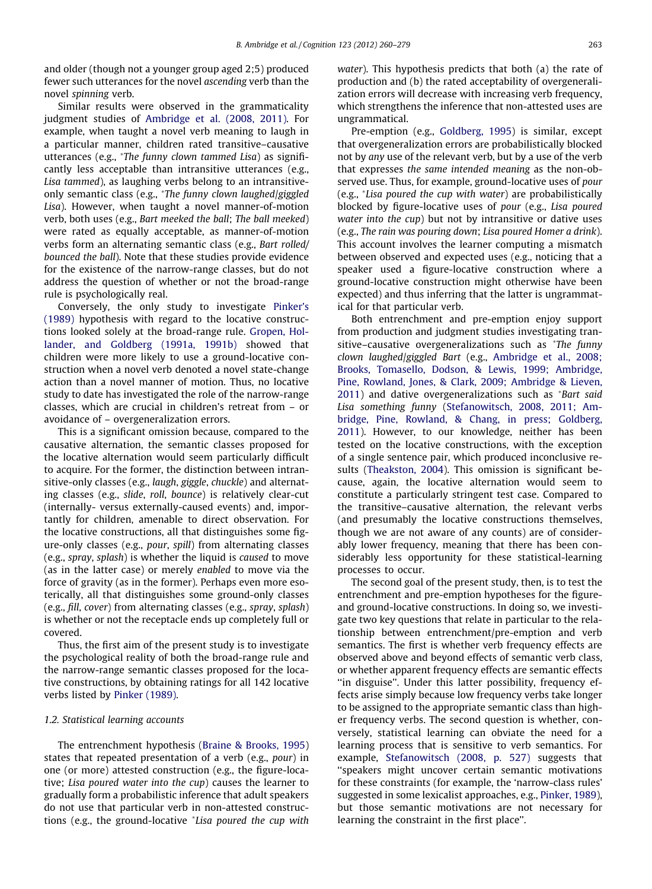and older (though not a younger group aged 2;5) produced fewer such utterances for the novel *ascending* verb than the novel *spinning* verb.

Similar results were observed in the grammaticality judgment studies of Ambridge et al. (2008, 2011). For example, when taught a novel verb meaning to laugh in a particular manner, children rated transitive–causative utterances (e.g., *\*The funny clown tammed Lisa*) as significantly less acceptable than intransitive utterances (e.g., *Lisa tammed*), as laughing verbs belong to an intransitive-only semantic class (e.g., *\*The funny clown laughed/giggled Lisa*). However, when taught a novel manner-of-motion verb, both uses (e.g., *Bart meeked the ball*; *The ball meeked*) were rated as equally acceptable, as manner-of-motion verbs form an alternating semantic class (e.g., *Bart rolled/bounced the ball*). Note that these studies provide evidence for the existence of the narrow-range classes, but do not address the question of whether or not the broad-range rule is psychologically real.

Conversely, the only study to investigate Pinker's (1989) hypothesis with regard to the locative constructions looked solely at the broad-range rule. Gropen, Hollander, and Goldberg (1991a, 1991b) showed that children were more likely to use a ground-locative construction when a novel verb denoted a novel state-change action than a novel manner of motion. Thus, no locative study to date has investigated the role of the narrow-range classes, which are crucial in children's retreat from – or avoidance of – overgeneralization errors.

This is a significant omission because, compared to the causative alternation, the semantic classes proposed for the locative alternation would seem particularly difficult to acquire. For the former, the distinction between intransitive-only classes (e.g., *laugh*, *giggle*, *chuckle*) and alternating classes (e.g., *slide*, *roll*, *bounce*) is relatively clear-cut (internally- versus externally-caused events) and, importantly for children, amenable to direct observation. For the locative constructions, all that distinguishes some figure-only classes (e.g., *pour*, *spill*) from alternating classes (e.g., *spray*, *splash*) is whether the liquid is *caused* to move (as in the latter case) or merely *enabled* to move via the force of gravity (as in the former). Perhaps even more esoterically, all that distinguishes some ground-only classes (e.g., *fill*, *cover*) from alternating classes (e.g., *spray*, *splash*) is whether or not the receptacle ends up completely full or covered.

Thus, the first aim of the present study is to investigate the psychological reality of both the broad-range rule and the narrow-range semantic classes proposed for the locative constructions, by obtaining ratings for all 142 locative verbs listed by Pinker (1989).

### 1.2. Statistical learning accounts

The entrenchment hypothesis (Braine & Brooks, 1995) states that repeated presentation of a verb (e.g., *pour*) in one (or more) attested construction (e.g., the figure-locative; *Lisa poured water into the cup*) causes the learner to gradually form a probabilistic inference that adult speakers do not use that particular verb in non-attested constructions (e.g., the ground-locative *\*Lisa poured the cup with water*). This hypothesis predicts that both (a) the rate of production and (b) the rated acceptability of overgeneralization errors will decrease with increasing verb frequency, which strengthens the inference that non-attested uses are ungrammatical.

Pre-emption (e.g., Goldberg, 1995) is similar, except that overgeneralization errors are probabilistically blocked not by *any* use of the relevant verb, but by a use of the verb that expresses *the same intended meaning* as the non-observed use. Thus, for example, ground-locative uses of *pour* (e.g., *\*Lisa poured the cup with water*) are probabilistically blocked by figure-locative uses of *pour* (e.g., *Lisa poured water into the cup*) but not by intransitive or dative uses (e.g., *The rain was pouring down*; *Lisa poured Homer a drink*). This account involves the learner computing a mismatch between observed and expected uses (e.g., noticing that a speaker used a figure-locative construction where a ground-locative construction might otherwise have been expected) and thus inferring that the latter is ungrammatical for that particular verb.

Both entrenchment and pre-emption enjoy support from production and judgment studies investigating transitive–causative overgeneralizations such as *\*The funny clown laughed/giggled Bart* (e.g., Ambridge et al., 2008; Brooks, Tomasello, Dodson, & Lewis, 1999; Ambridge, Pine, Rowland, Jones, & Clark, 2009; Ambridge & Lieven, 2011) and dative overgeneralizations such as *\*Bart said Lisa something funny* (Stefanowitsch, 2008, 2011; Ambridge, Pine, Rowland, & Chang, in press; Goldberg, 2011). However, to our knowledge, neither has been tested on the locative constructions, with the exception of a single sentence pair, which produced inconclusive results (Theakston, 2004). This omission is significant because, again, the locative alternation would seem to constitute a particularly stringent test case. Compared to the transitive–causative alternation, the relevant verbs (and presumably the locative constructions themselves, though we are not aware of any counts) are of considerably lower frequency, meaning that there has been considerably less opportunity for these statistical-learning processes to occur.

The second goal of the present study, then, is to test the entrenchment and pre-emption hypotheses for the figure- and ground-locative constructions. In doing so, we investigate two key questions that relate in particular to the relationship between entrenchment/pre-emption and verb semantics. The first is whether verb frequency effects are observed above and beyond effects of semantic verb class, or whether apparent frequency effects are semantic effects "in disguise". Under this latter possibility, frequency effects arise simply because low frequency verbs take longer to be assigned to the appropriate semantic class than higher frequency verbs. The second question is whether, conversely, statistical learning can obviate the need for a learning process that is sensitive to verb semantics. For example, Stefanowitsch (2008, p. 527) suggests that "speakers might uncover certain semantic motivations for these constraints (for example, the 'narrow-class rules' suggested in some lexicalist approaches, e.g., Pinker, 1989), but those semantic motivations are not necessary for learning the constraint in the first place".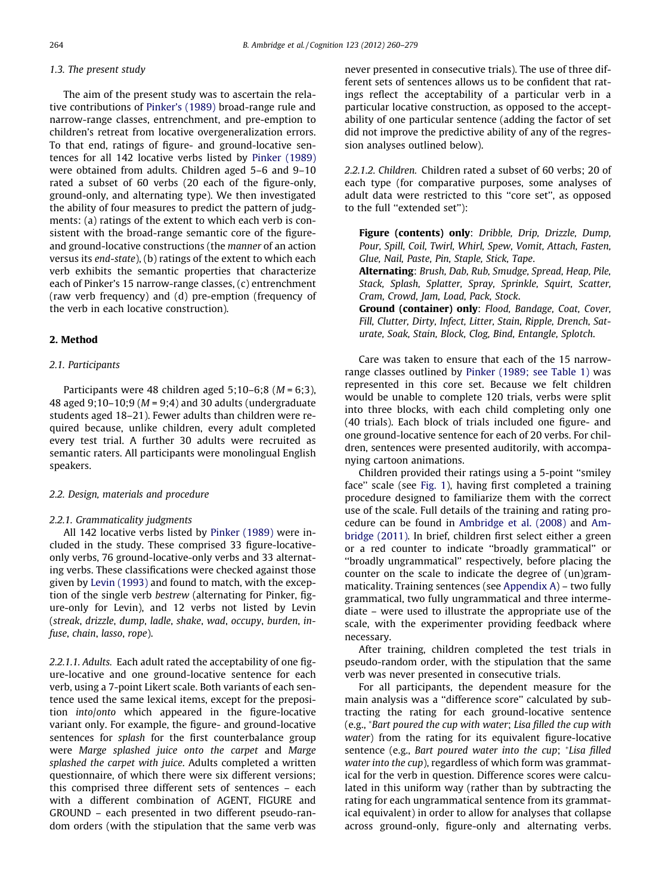### 1.3. The present study

The aim of the present study was to ascertain the relative contributions of Pinker's (1989) broad-range rule and narrow-range classes, entrenchment, and pre-emption to children's retreat from locative overgeneralization errors. To that end, ratings of figure- and ground-locative sentences for all 142 locative verbs listed by Pinker (1989) were obtained from adults. Children aged 5–6 and 9–10 rated a subset of 60 verbs (20 each of the figure-only, ground-only, and alternating type). We then investigated the ability of four measures to predict the pattern of judgments: (a) ratings of the extent to which each verb is consistent with the broad-range semantic core of the figure- and ground-locative constructions (the *manner* of an action versus its *end-state*), (b) ratings of the extent to which each verb exhibits the semantic properties that characterize each of Pinker's 15 narrow-range classes, (c) entrenchment (raw verb frequency) and (d) pre-emption (frequency of the verb in each locative construction).

## 2. Method

### 2.1. Participants

Participants were 48 children aged 5;10–6;8 (*M* = 6;3), 48 aged 9;10–10;9 (*M* = 9;4) and 30 adults (undergraduate students aged 18–21). Fewer adults than children were required because, unlike children, every adult completed every test trial. A further 30 adults were recruited as semantic raters. All participants were monolingual English speakers.

### 2.2. Design, materials and procedure

#### 2.2.1. Grammaticality judgments

All 142 locative verbs listed by Pinker (1989) were included in the study. These comprised 33 figure-locative-only verbs, 76 ground-locative-only verbs and 33 alternating verbs. These classifications were checked against those given by Levin (1993) and found to match, with the exception of the single verb *bestrew* (alternating for Pinker, figure-only for Levin), and 12 verbs not listed by Levin (*streak*, *drizzle*, *dump*, *ladle*, *shake*, *wad*, *occupy*, *burden*, *infuse*, *chain*, *lasso*, *rope*).

*2.2.1.1. Adults.* Each adult rated the acceptability of one figure-locative and one ground-locative sentence for each verb, using a 7-point Likert scale. Both variants of each sentence used the same lexical items, except for the preposition *into/onto* which appeared in the figure-locative variant only. For example, the figure- and ground-locative sentences for *splash* for the first counterbalance group were *Marge splashed juice onto the carpet* and *Marge splashed the carpet with juice*. Adults completed a written questionnaire, of which there were six different versions; this comprised three different sets of sentences – each with a different combination of AGENT, FIGURE and GROUND – each presented in two different pseudo-random orders (with the stipulation that the same verb was never presented in consecutive trials). The use of three different sets of sentences allows us to be confident that ratings reflect the acceptability of a particular verb in a particular locative construction, as opposed to the acceptability of one particular sentence (adding the factor of set did not improve the predictive ability of any of the regression analyses outlined below).

*2.2.1.2. Children.* Children rated a subset of 60 verbs; 20 of each type (for comparative purposes, some analyses of adult data were restricted to this "core set", as opposed to the full "extended set"):

**Figure (contents) only**: *Dribble, Drip, Drizzle, Dump, Pour, Spill, Coil, Twirl, Whirl, Spew, Vomit, Attach, Fasten, Glue, Nail, Paste, Pin, Staple, Stick, Tape*.

**Alternating**: *Brush, Dab, Rub, Smudge, Spread, Heap, Pile, Stack, Splash, Splatter, Spray, Sprinkle, Squirt, Scatter, Cram, Crowd, Jam, Load, Pack, Stock*.

**Ground (container) only**: *Flood, Bandage, Coat, Cover, Fill, Clutter, Dirty, Infect, Litter, Stain, Ripple, Drench, Saturate, Soak, Stain, Block, Clog, Bind, Entangle, Splotch*.

Care was taken to ensure that each of the 15 narrow-range classes outlined by Pinker (1989; see Table 1) was represented in this core set. Because we felt children would be unable to complete 120 trials, verbs were split into three blocks, with each child completing only one (40 trials). Each block of trials included one figure- and one ground-locative sentence for each of 20 verbs. For children, sentences were presented auditorily, with accompanying cartoon animations.

Children provided their ratings using a 5-point "smiley face" scale (see Fig. 1), having first completed a training procedure designed to familiarize them with the correct use of the scale. Full details of the training and rating procedure can be found in Ambridge et al. (2008) and Ambridge (2011). In brief, children first select either a green or a red counter to indicate "broadly grammatical" or "broadly ungrammatical" respectively, before placing the counter on the scale to indicate the degree of (un)grammaticality. Training sentences (see Appendix A) – two fully grammatical, two fully ungrammatical and three intermediate – were used to illustrate the appropriate use of the scale, with the experimenter providing feedback where necessary.

After training, children completed the test trials in pseudo-random order, with the stipulation that the same verb was never presented in consecutive trials.

For all participants, the dependent measure for the main analysis was a "difference score" calculated by subtracting the rating for each ground-locative sentence (e.g., *\*Bart poured the cup with water*; *Lisa filled the cup with water*) from the rating for its equivalent figure-locative sentence (e.g., *Bart poured water into the cup*; *\*Lisa filled water into the cup*), regardless of which form was grammatical for the verb in question. Difference scores were calculated in this uniform way (rather than by subtracting the rating for each ungrammatical sentence from its grammatical equivalent) in order to allow for analyses that collapse across ground-only, figure-only and alternating verbs.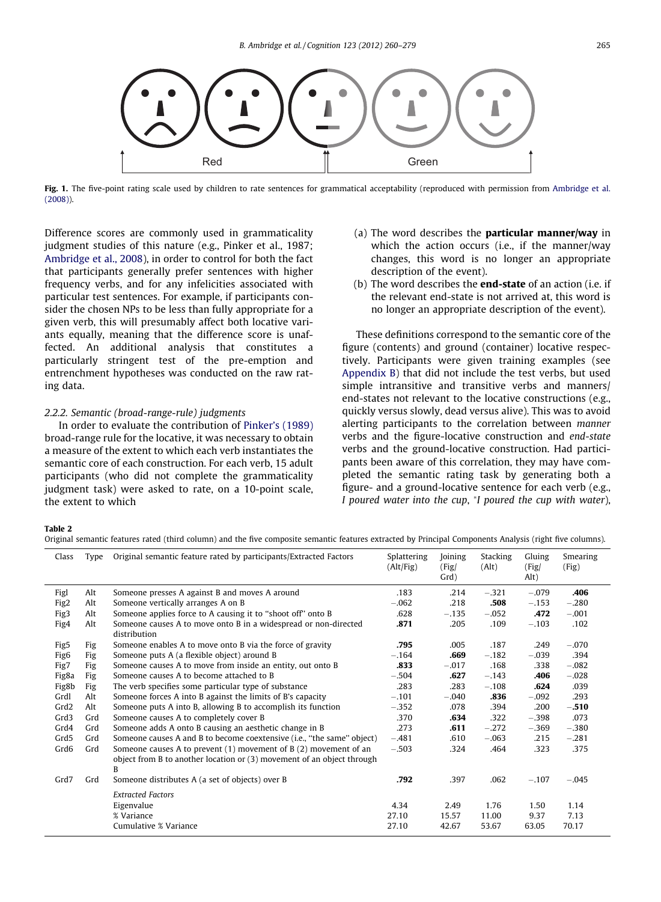Red

Green

**Fig. 1.** The five-point rating scale used by children to rate sentences for grammatical acceptability (reproduced with permission from Ambridge et al. (2008)).

Difference scores are commonly used in grammaticality judgment studies of this nature (e.g., Pinker et al., 1987; Ambridge et al., 2008), in order to control for both the fact that participants generally prefer sentences with higher frequency verbs, and for any infelicities associated with particular test sentences. For example, if participants consider the chosen NPs to be less than fully appropriate for a given verb, this will presumably affect both locative variants equally, meaning that the difference score is unaffected. An additional analysis that constitutes a particularly stringent test of the pre-emption and entrenchment hypotheses was conducted on the raw rating data.

### 2.2.2. Semantic (broad-range-rule) judgments

In order to evaluate the contribution of Pinker's (1989) broad-range rule for the locative, it was necessary to obtain a measure of the extent to which each verb instantiates the semantic core of each construction. For each verb, 15 adult participants (who did not complete the grammaticality judgment task) were asked to rate, on a 10-point scale, the extent to which

(a) The word describes the **particular manner/way** in which the action occurs (i.e., if the manner/way changes, this word is no longer an appropriate description of the event).

(b) The word describes the **end-state** of an action (i.e. if the relevant end-state is not arrived at, this word is no longer an appropriate description of the event).

These definitions correspond to the semantic core of the figure (contents) and ground (container) locative respectively. Participants were given training examples (see Appendix B) that did not include the test verbs, but used simple intransitive and transitive verbs and manners/end-states not relevant to the locative constructions (e.g., quickly versus slowly, dead versus alive). This was to avoid alerting participants to the correlation between *manner* verbs and the figure-locative construction and *end-state* verbs and the ground-locative construction. Had participants been aware of this correlation, they may have completed the semantic rating task by generating both a figure- and a ground-locative sentence for each verb (e.g., *I poured water into the cup*, *\*I poured the cup with water*),

**Table 2**
Original semantic features rated (third column) and the five composite semantic features extracted by Principal Components Analysis (right five columns).

| Class | Type | Original semantic feature rated by participants/Extracted Factors | Splattering (Alt/Fig) | Joining (Fig/Grd) | Stacking (Alt) | Gluing (Fig/Alt) | Smearing (Fig) |
|---|---|---|---|---|---|---|---|
| Fig1 | Alt | Someone presses A against B and moves A around | .183 | .214 | −.321 | −.079 | **.406** |
| Fig2 | Alt | Someone vertically arranges A on B | −.062 | .218 | **.508** | −.153 | −.280 |
| Fig3 | Alt | Someone applies force to A causing it to "shoot off" onto B | .628 | −.135 | −.052 | **.472** | −.001 |
| Fig4 | Alt | Someone causes A to move onto B in a widespread or non-directed distribution | **.871** | .205 | .109 | −.103 | .102 |
| Fig5 | Fig | Someone enables A to move onto B via the force of gravity | **.795** | .005 | .187 | .249 | −.070 |
| Fig6 | Fig | Someone puts A (a flexible object) around B | −.164 | **.669** | −.182 | −.039 | .394 |
| Fig7 | Fig | Someone causes A to move from inside an entity, out onto B | **.833** | −.017 | .168 | .338 | −.082 |
| Fig8a | Fig | Someone causes A to become attached to B | −.504 | **.627** | −.143 | **.406** | −.028 |
| Fig8b | Fig | The verb specifies some particular type of substance | .283 | .283 | −.108 | **.624** | .039 |
| Grd1 | Alt | Someone forces A into B against the limits of B's capacity | −.101 | −.040 | **.836** | −.092 | .293 |
| Grd2 | Alt | Someone puts A into B, allowing B to accomplish its function | −.352 | .078 | .394 | .200 | **−.510** |
| Grd3 | Grd | Someone causes A to completely cover B | .370 | **.634** | .322 | −.398 | .073 |
| Grd4 | Grd | Someone adds A onto B causing an aesthetic change in B | .273 | **.611** | −.272 | −.369 | −.380 |
| Grd5 | Grd | Someone causes A and B to become coextensive (i.e., "the same" object) | −.481 | .610 | −.063 | .215 | −.281 |
| Grd6 | Grd | Someone causes A to prevent (1) movement of B (2) movement of an object from B to another location or (3) movement of an object through B | −.503 | .324 | .464 | .323 | .375 |
| Grd7 | Grd | Someone distributes A (a set of objects) over B | **.792** | .397 | .062 | −.107 | −.045 |
| | | *Extracted Factors* | | | | | |
| | | Eigenvalue | 4.34 | 2.49 | 1.76 | 1.50 | 1.14 |
| | | % Variance | 27.10 | 15.57 | 11.00 | 9.37 | 7.13 |
| | | Cumulative % Variance | 27.10 | 42.67 | 53.67 | 63.05 | 70.17 |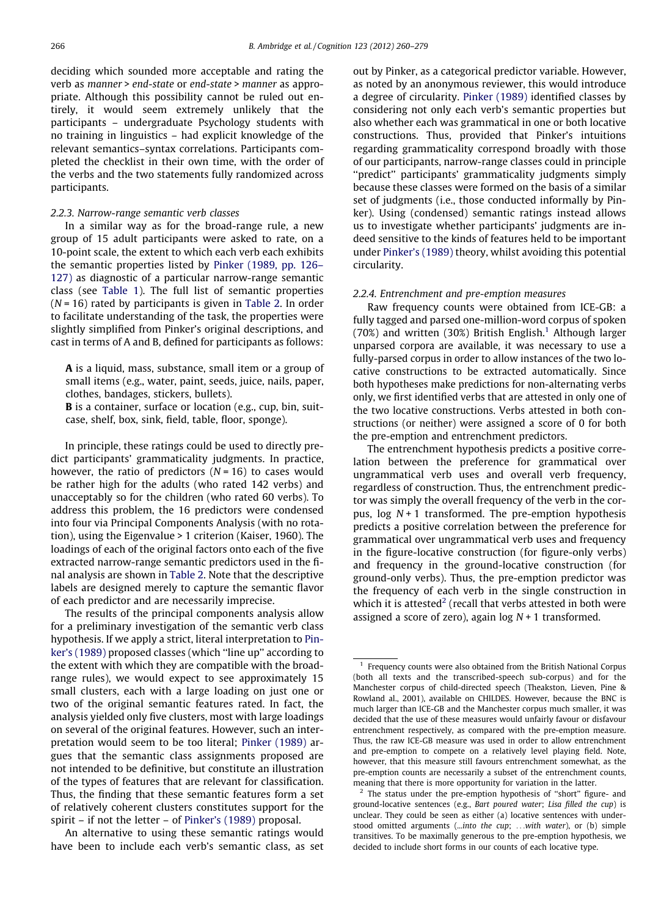deciding which sounded more acceptable and rating the verb as *manner* > *end-state* or *end-state* > *manner* as appropriate. Although this possibility cannot be ruled out entirely, it would seem extremely unlikely that the participants – undergraduate Psychology students with no training in linguistics – had explicit knowledge of the relevant semantics–syntax correlations. Participants completed the checklist in their own time, with the order of the verbs and the two statements fully randomized across participants.

### 2.2.3. Narrow-range semantic verb classes

In a similar way as for the broad-range rule, a new group of 15 adult participants were asked to rate, on a 10-point scale, the extent to which each verb each exhibits the semantic properties listed by Pinker (1989, pp. 126–127) as diagnostic of a particular narrow-range semantic class (see Table 1). The full list of semantic properties ($N = 16$) rated by participants is given in Table 2. In order to facilitate understanding of the task, the properties were slightly simplified from Pinker's original descriptions, and cast in terms of A and B, defined for participants as follows:

> **A** is a liquid, mass, substance, small item or a group of small items (e.g., water, paint, seeds, juice, nails, paper, clothes, bandages, stickers, bullets).
>
> **B** is a container, surface or location (e.g., cup, bin, suitcase, shelf, box, sink, field, table, floor, sponge).

In principle, these ratings could be used to directly predict participants' grammaticality judgments. In practice, however, the ratio of predictors ($N = 16$) to cases would be rather high for the adults (who rated 142 verbs) and unacceptably so for the children (who rated 60 verbs). To address this problem, the 16 predictors were condensed into four via Principal Components Analysis (with no rotation), using the Eigenvalue > 1 criterion (Kaiser, 1960). The loadings of each of the original factors onto each of the five extracted narrow-range semantic predictors used in the final analysis are shown in Table 2. Note that the descriptive labels are designed merely to capture the semantic flavor of each predictor and are necessarily imprecise.

The results of the principal components analysis allow for a preliminary investigation of the semantic verb class hypothesis. If we apply a strict, literal interpretation to Pinker's (1989) proposed classes (which "line up" according to the extent with which they are compatible with the broad-range rules), we would expect to see approximately 15 small clusters, each with a large loading on just one or two of the original semantic features rated. In fact, the analysis yielded only five clusters, most with large loadings on several of the original features. However, such an interpretation would seem to be too literal; Pinker (1989) argues that the semantic class assignments proposed are not intended to be definitive, but constitute an illustration of the types of features that are relevant for classification. Thus, the finding that these semantic features form a set of relatively coherent clusters constitutes support for the spirit – if not the letter – of Pinker's (1989) proposal.

An alternative to using these semantic ratings would have been to include each verb's semantic class, as set out by Pinker, as a categorical predictor variable. However, as noted by an anonymous reviewer, this would introduce a degree of circularity. Pinker (1989) identified classes by considering not only each verb's semantic properties but also whether each was grammatical in one or both locative constructions. Thus, provided that Pinker's intuitions regarding grammaticality correspond broadly with those of our participants, narrow-range classes could in principle "predict" participants' grammaticality judgments simply because these classes were formed on the basis of a similar set of judgments (i.e., those conducted informally by Pinker). Using (condensed) semantic ratings instead allows us to investigate whether participants' judgments are indeed sensitive to the kinds of features held to be important under Pinker's (1989) theory, whilst avoiding this potential circularity.

### 2.2.4. Entrenchment and pre-emption measures

Raw frequency counts were obtained from ICE-GB: a fully tagged and parsed one-million-word corpus of spoken (70%) and written (30%) British English.[1] Although larger unparsed corpora are available, it was necessary to use a fully-parsed corpus in order to allow instances of the two locative constructions to be extracted automatically. Since both hypotheses make predictions for non-alternating verbs only, we first identified verbs that are attested in only one of the two locative constructions. Verbs attested in both constructions (or neither) were assigned a score of 0 for both the pre-emption and entrenchment predictors.

The entrenchment hypothesis predicts a positive correlation between the preference for grammatical over ungrammatical verb uses and overall verb frequency, regardless of construction. Thus, the entrenchment predictor was simply the overall frequency of the verb in the corpus, log $N + 1$ transformed. The pre-emption hypothesis predicts a positive correlation between the preference for grammatical over ungrammatical verb uses and frequency in the figure-locative construction (for figure-only verbs) and frequency in the ground-locative construction (for ground-only verbs). Thus, the pre-emption predictor was the frequency of each verb in the single construction in which it is attested[2] (recall that verbs attested in both were assigned a score of zero), again log $N + 1$ transformed.

---

[1] Frequency counts were also obtained from the British National Corpus (both all texts and the transcribed-speech sub-corpus) and for the Manchester corpus of child-directed speech (Theakston, Lieven, Pine & Rowland al., 2001), available on CHILDES. However, because the BNC is much larger than ICE-GB and the Manchester corpus much smaller, it was decided that the use of these measures would unfairly favour or disfavour entrenchment respectively, as compared with the pre-emption measure. Thus, the raw ICE-GB measure was used in order to allow entrenchment and pre-emption to compete on a relatively level playing field. Note, however, that this measure still favours entrenchment somewhat, as the pre-emption counts are necessarily a subset of the entrenchment counts, meaning that there is more opportunity for variation in the latter.

[2] The status under the pre-emption hypothesis of "short" figure- and ground-locative sentences (e.g., *Bart poured water*; *Lisa filled the cup*) is unclear. They could be seen as either (a) locative sentences with understood omitted arguments (...*into the cup*; ...*with water*), or (b) simple transitives. To be maximally generous to the pre-emption hypothesis, we decided to include short forms in our counts of each locative type.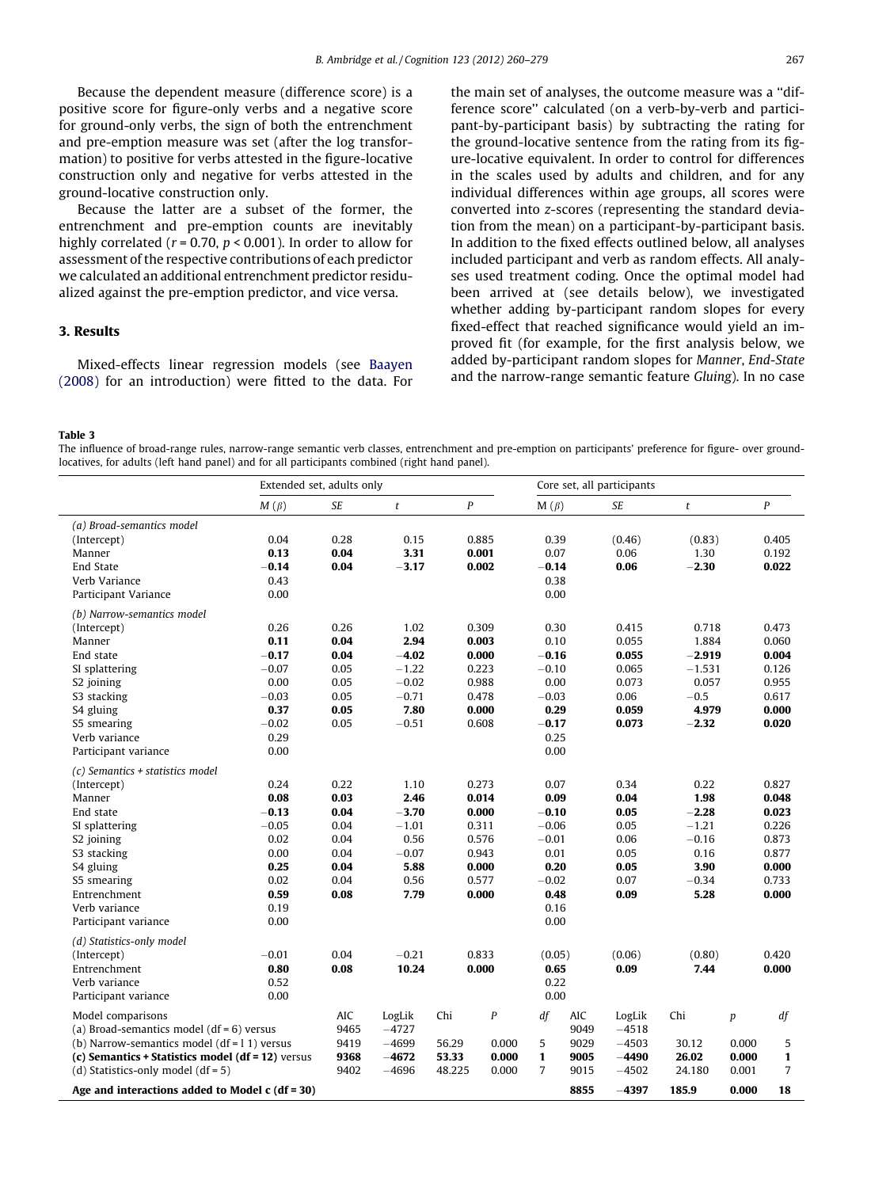Because the dependent measure (difference score) is a positive score for figure-only verbs and a negative score for ground-only verbs, the sign of both the entrenchment and pre-emption measure was set (after the log transformation) to positive for verbs attested in the figure-locative construction only and negative for verbs attested in the ground-locative construction only.

Because the latter are a subset of the former, the entrenchment and pre-emption counts are inevitably highly correlated ($r = 0.70$, $p < 0.001$). In order to allow for assessment of the respective contributions of each predictor we calculated an additional entrenchment predictor residualized against the pre-emption predictor, and vice versa.

## 3. Results

Mixed-effects linear regression models (see Baayen (2008) for an introduction) were fitted to the data. For the main set of analyses, the outcome measure was a "difference score" calculated (on a verb-by-verb and participant-by-participant basis) by subtracting the rating for the ground-locative sentence from the rating from its figure-locative equivalent. In order to control for differences in the scales used by adults and children, and for any individual differences within age groups, all scores were converted into z-scores (representing the standard deviation from the mean) on a participant-by-participant basis. In addition to the fixed effects outlined below, all analyses included participant and verb as random effects. All analyses used treatment coding. Once the optimal model had been arrived at (see details below), we investigated whether adding by-participant random slopes for every fixed-effect that reached significance would yield an improved fit (for example, for the first analysis below, we added by-participant random slopes for *Manner*, *End-State* and the narrow-range semantic feature *Gluing*). In no case

**Table 3**
The influence of broad-range rules, narrow-range semantic verb classes, entrenchment and pre-emption on participants' preference for figure- over ground-locatives, for adults (left hand panel) and for all participants combined (right hand panel).

| | Extended set, adults only | | | | | Core set, all participants | | | | |
|---|---|---|---|---|---|---|---|---|---|---|
| | *M* (*β*) | *SE* | *t* | *P* | | M (*β*) | *SE* | *t* | *P* | |
| *(a) Broad-semantics model* | | | | | | | | | | |
| (Intercept) | 0.04 | 0.28 | 0.15 | 0.885 | | 0.39 | (0.46) | (0.83) | 0.405 | |
| Manner | **0.13** | **0.04** | **3.31** | **0.001** | | 0.07 | 0.06 | 1.30 | 0.192 | |
| End State | **−0.14** | **0.04** | **−3.17** | **0.002** | | **−0.14** | **0.06** | **−2.30** | **0.022** | |
| Verb Variance | 0.43 | | | | | 0.38 | | | | |
| Participant Variance | 0.00 | | | | | 0.00 | | | | |
| *(b) Narrow-semantics model* | | | | | | | | | | |
| (Intercept) | 0.26 | 0.26 | 1.02 | 0.309 | | 0.30 | 0.415 | 0.718 | 0.473 | |
| Manner | **0.11** | **0.04** | **2.94** | **0.003** | | 0.10 | 0.055 | 1.884 | 0.060 | |
| End state | **−0.17** | **0.04** | **−4.02** | **0.000** | | **−0.16** | **0.055** | **−2.919** | **0.004** | |
| SI splattering | −0.07 | 0.05 | −1.22 | 0.223 | | −0.10 | 0.065 | −1.531 | 0.126 | |
| S2 joining | 0.00 | 0.05 | −0.02 | 0.988 | | 0.00 | 0.073 | 0.057 | 0.955 | |
| S3 stacking | −0.03 | 0.05 | −0.71 | 0.478 | | −0.03 | 0.06 | −0.5 | 0.617 | |
| S4 gluing | **0.37** | **0.05** | **7.80** | **0.000** | | **0.29** | **0.059** | **4.979** | **0.000** | |
| S5 smearing | −0.02 | 0.05 | −0.51 | 0.608 | | **−0.17** | **0.073** | **−2.32** | **0.020** | |
| Verb variance | 0.29 | | | | | 0.25 | | | | |
| Participant variance | 0.00 | | | | | 0.00 | | | | |
| *(c) Semantics + statistics model* | | | | | | | | | | |
| (Intercept) | 0.24 | 0.22 | 1.10 | 0.273 | | 0.07 | 0.34 | 0.22 | 0.827 | |
| Manner | **0.08** | **0.03** | **2.46** | **0.014** | | **0.09** | **0.04** | **1.98** | **0.048** | |
| End state | **−0.13** | **0.04** | **−3.70** | **0.000** | | **−0.10** | **0.05** | **−2.28** | **0.023** | |
| SI splattering | −0.05 | 0.04 | −1.01 | 0.311 | | −0.06 | 0.05 | −1.21 | 0.226 | |
| S2 joining | 0.02 | 0.04 | 0.56 | 0.576 | | −0.01 | 0.06 | −0.16 | 0.873 | |
| S3 stacking | 0.00 | 0.04 | −0.07 | 0.943 | | 0.01 | 0.05 | 0.16 | 0.877 | |
| S4 gluing | **0.25** | **0.04** | **5.88** | **0.000** | | **0.20** | **0.05** | **3.90** | **0.000** | |
| S5 smearing | 0.02 | 0.04 | 0.56 | 0.577 | | −0.02 | 0.07 | −0.34 | 0.733 | |
| Entrenchment | **0.59** | **0.08** | **7.79** | **0.000** | | **0.48** | **0.09** | **5.28** | **0.000** | |
| Verb variance | 0.19 | | | | | 0.16 | | | | |
| Participant variance | 0.00 | | | | | 0.00 | | | | |
| *(d) Statistics-only model* | | | | | | | | | | |
| (Intercept) | −0.01 | 0.04 | −0.21 | 0.833 | | (0.05) | (0.06) | (0.80) | 0.420 | |
| Entrenchment | **0.80** | **0.08** | **10.24** | **0.000** | | **0.65** | **0.09** | **7.44** | **0.000** | |
| Verb variance | 0.52 | | | | | 0.22 | | | | |
| Participant variance | 0.00 | | | | | 0.00 | | | | |
| Model comparisons | AIC | LogLik | Chi | *P* | *df* | AIC | LogLik | Chi | *p* | *df* |
| (a) Broad-semantics model (df = 6) versus | 9465 | −4727 | | | | 9049 | −4518 | | | |
| (b) Narrow-semantics model (df = 1 1) versus | 9419 | −4699 | 56.29 | 0.000 | 5 | 9029 | −4503 | 30.12 | 0.000 | 5 |
| **(c) Semantics + Statistics model (df = 12)** versus | **9368** | **−4672** | **53.33** | **0.000** | **1** | **9005** | **−4490** | **26.02** | **0.000** | **1** |
| (d) Statistics-only model (df = 5) | 9402 | −4696 | 48.225 | 0.000 | 7 | 9015 | −4502 | 24.180 | 0.001 | 7 |
| **Age and interactions added to Model c (df = 30)** | | | | | | **8855** | **−4397** | **185.9** | **0.000** | **18** |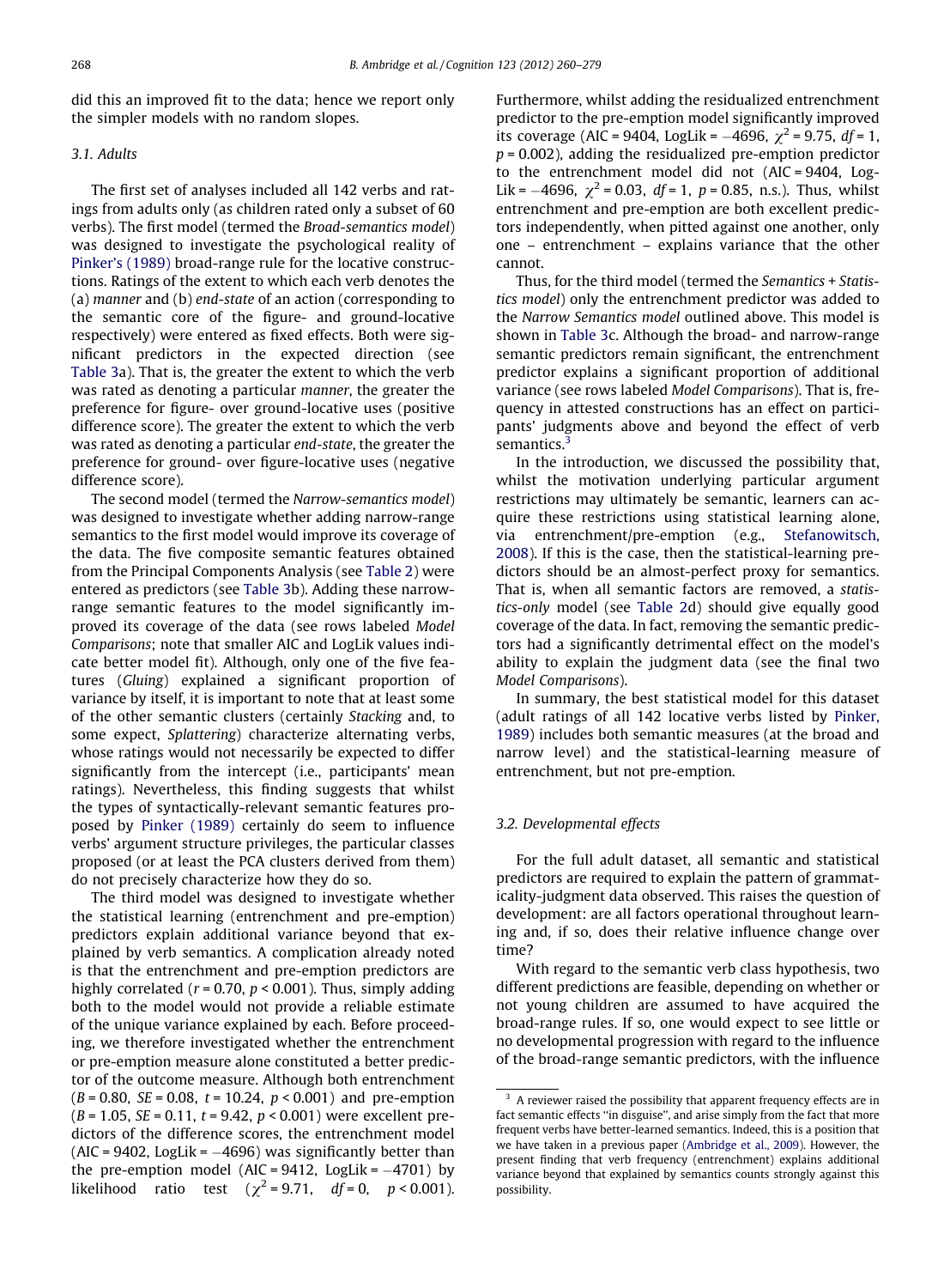did this an improved fit to the data; hence we report only the simpler models with no random slopes.

### 3.1. Adults

The first set of analyses included all 142 verbs and ratings from adults only (as children rated only a subset of 60 verbs). The first model (termed the *Broad-semantics model*) was designed to investigate the psychological reality of Pinker's (1989) broad-range rule for the locative constructions. Ratings of the extent to which each verb denotes the (a) *manner* and (b) *end-state* of an action (corresponding to the semantic core of the figure- and ground-locative respectively) were entered as fixed effects. Both were significant predictors in the expected direction (see Table 3a). That is, the greater the extent to which the verb was rated as denoting a particular *manner*, the greater the preference for figure- over ground-locative uses (positive difference score). The greater the extent to which the verb was rated as denoting a particular *end-state*, the greater the preference for ground- over figure-locative uses (negative difference score).

The second model (termed the *Narrow-semantics model*) was designed to investigate whether adding narrow-range semantics to the first model would improve its coverage of the data. The five composite semantic features obtained from the Principal Components Analysis (see Table 2) were entered as predictors (see Table 3b). Adding these narrow-range semantic features to the model significantly improved its coverage of the data (see rows labeled *Model Comparisons*; note that smaller AIC and LogLik values indicate better model fit). Although, only one of the five features (*Gluing*) explained a significant proportion of variance by itself, it is important to note that at least some of the other semantic clusters (certainly *Stacking* and, to some expect, *Splattering*) characterize alternating verbs, whose ratings would not necessarily be expected to differ significantly from the intercept (i.e., participants' mean ratings). Nevertheless, this finding suggests that whilst the types of syntactically-relevant semantic features proposed by Pinker (1989) certainly do seem to influence verbs' argument structure privileges, the particular classes proposed (or at least the PCA clusters derived from them) do not precisely characterize how they do so.

The third model was designed to investigate whether the statistical learning (entrenchment and pre-emption) predictors explain additional variance beyond that explained by verb semantics. A complication already noted is that the entrenchment and pre-emption predictors are highly correlated ($r = 0.70$, $p < 0.001$). Thus, simply adding both to the model would not provide a reliable estimate of the unique variance explained by each. Before proceeding, we therefore investigated whether the entrenchment or pre-emption measure alone constituted a better predictor of the outcome measure. Although both entrenchment ($B = 0.80$, $SE = 0.08$, $t = 10.24$, $p < 0.001$) and pre-emption ($B = 1.05$, $SE = 0.11$, $t = 9.42$, $p < 0.001$) were excellent predictors of the difference scores, the entrenchment model (AIC = 9402, LogLik = −4696) was significantly better than the pre-emption model (AIC = 9412, LogLik = −4701) by likelihood ratio test ($\chi^2 = 9.71$, $df = 0$, $p < 0.001$). Furthermore, whilst adding the residualized entrenchment predictor to the pre-emption model significantly improved its coverage (AIC = 9404, LogLik = −4696, $\chi^2 = 9.75$, $df = 1$, $p = 0.002$), adding the residualized pre-emption predictor to the entrenchment model did not (AIC = 9404, LogLik = −4696, $\chi^2 = 0.03$, $df = 1$, $p = 0.85$, n.s.). Thus, whilst entrenchment and pre-emption are both excellent predictors independently, when pitted against one another, only one – entrenchment – explains variance that the other cannot.

Thus, for the third model (termed the *Semantics + Statistics model*) only the entrenchment predictor was added to the *Narrow Semantics model* outlined above. This model is shown in Table 3c. Although the broad- and narrow-range semantic predictors remain significant, the entrenchment predictor explains a significant proportion of additional variance (see rows labeled *Model Comparisons*). That is, frequency in attested constructions has an effect on participants' judgments above and beyond the effect of verb semantics.[3]

In the introduction, we discussed the possibility that, whilst the motivation underlying particular argument restrictions may ultimately be semantic, learners can acquire these restrictions using statistical learning alone, via entrenchment/pre-emption (e.g., Stefanowitsch, 2008). If this is the case, then the statistical-learning predictors should be an almost-perfect proxy for semantics. That is, when all semantic factors are removed, a *statistics-only* model (see Table 2d) should give equally good coverage of the data. In fact, removing the semantic predictors had a significantly detrimental effect on the model's ability to explain the judgment data (see the final two *Model Comparisons*).

In summary, the best statistical model for this dataset (adult ratings of all 142 locative verbs listed by Pinker, 1989) includes both semantic measures (at the broad and narrow level) and the statistical-learning measure of entrenchment, but not pre-emption.

### 3.2. Developmental effects

For the full adult dataset, all semantic and statistical predictors are required to explain the pattern of grammaticality-judgment data observed. This raises the question of development: are all factors operational throughout learning and, if so, does their relative influence change over time?

With regard to the semantic verb class hypothesis, two different predictions are feasible, depending on whether or not young children are assumed to have acquired the broad-range rules. If so, one would expect to see little or no developmental progression with regard to the influence of the broad-range semantic predictors, with the influence

---

[3] A reviewer raised the possibility that apparent frequency effects are in fact semantic effects "in disguise", and arise simply from the fact that more frequent verbs have better-learned semantics. Indeed, this is a position that we have taken in a previous paper (Ambridge et al., 2009). However, the present finding that verb frequency (entrenchment) explains additional variance beyond that explained by semantics counts strongly against this possibility.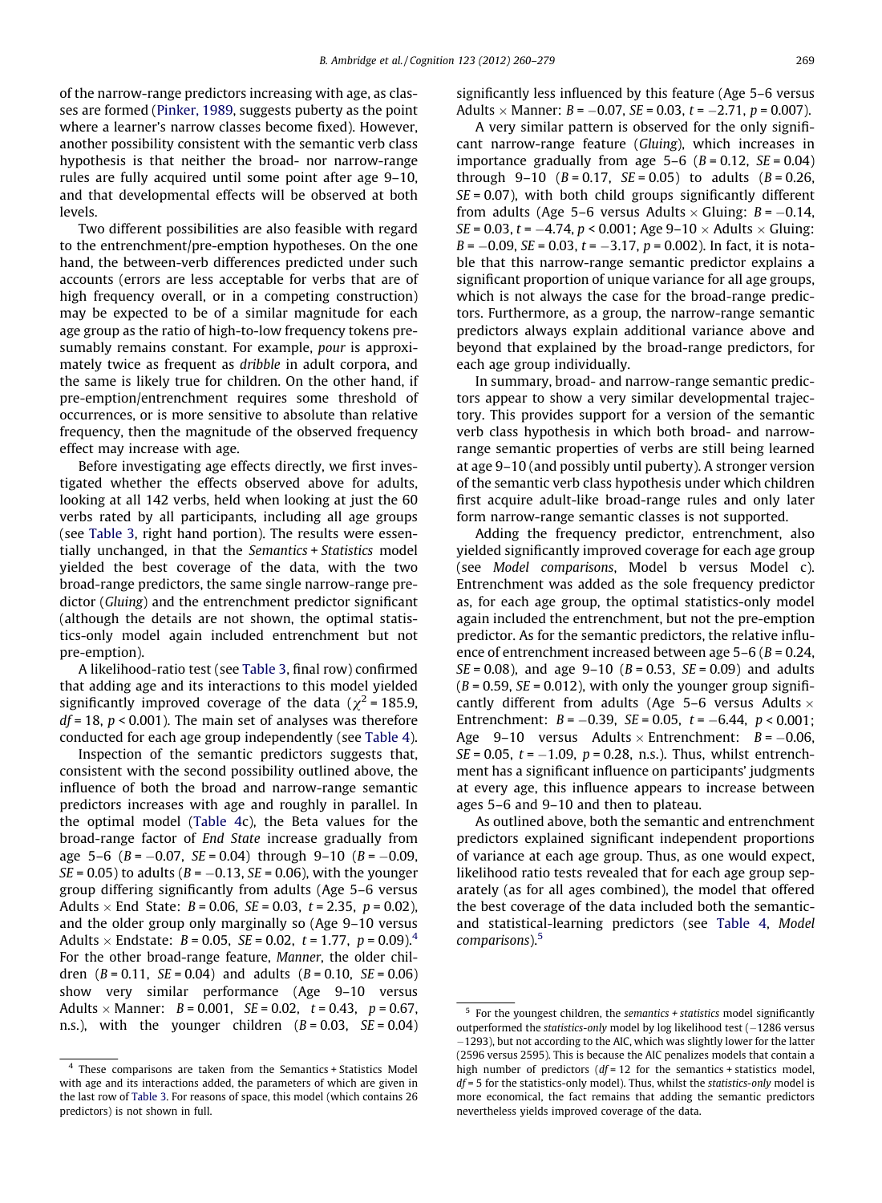of the narrow-range predictors increasing with age, as classes are formed (Pinker, 1989, suggests puberty as the point where a learner's narrow classes become fixed). However, another possibility consistent with the semantic verb class hypothesis is that neither the broad- nor narrow-range rules are fully acquired until some point after age 9–10, and that developmental effects will be observed at both levels.

Two different possibilities are also feasible with regard to the entrenchment/pre-emption hypotheses. On the one hand, the between-verb differences predicted under such accounts (errors are less acceptable for verbs that are of high frequency overall, or in a competing construction) may be expected to be of a similar magnitude for each age group as the ratio of high-to-low frequency tokens presumably remains constant. For example, *pour* is approximately twice as frequent as *dribble* in adult corpora, and the same is likely true for children. On the other hand, if pre-emption/entrenchment requires some threshold of occurrences, or is more sensitive to absolute than relative frequency, then the magnitude of the observed frequency effect may increase with age.

Before investigating age effects directly, we first investigated whether the effects observed above for adults, looking at all 142 verbs, held when looking at just the 60 verbs rated by all participants, including all age groups (see Table 3, right hand portion). The results were essentially unchanged, in that the *Semantics + Statistics* model yielded the best coverage of the data, with the two broad-range predictors, the same single narrow-range predictor (*Gluing*) and the entrenchment predictor significant (although the details are not shown, the optimal statistics-only model again included entrenchment but not pre-emption).

A likelihood-ratio test (see Table 3, final row) confirmed that adding age and its interactions to this model yielded significantly improved coverage of the data ($\chi^2 = 185.9$, $df = 18$, $p < 0.001$). The main set of analyses was therefore conducted for each age group independently (see Table 4).

Inspection of the semantic predictors suggests that, consistent with the second possibility outlined above, the influence of both the broad and narrow-range semantic predictors increases with age and roughly in parallel. In the optimal model (Table 4c), the Beta values for the broad-range factor of *End State* increase gradually from age 5–6 ($B = -0.07$, $SE = 0.04$) through 9–10 ($B = -0.09$, $SE = 0.05$) to adults ($B = -0.13$, $SE = 0.06$), with the younger group differing significantly from adults (Age 5–6 versus Adults × End State: $B = 0.06$, $SE = 0.03$, $t = 2.35$, $p = 0.02$), and the older group only marginally so (Age 9–10 versus Adults × Endstate: $B = 0.05$, $SE = 0.02$, $t = 1.77$, $p = 0.09$).[4] For the other broad-range feature, *Manner*, the older children ($B = 0.11$, $SE = 0.04$) and adults ($B = 0.10$, $SE = 0.06$) show very similar performance (Age 9–10 versus Adults × Manner: $B = 0.001$, $SE = 0.02$, $t = 0.43$, $p = 0.67$, n.s.), with the younger children ($B = 0.03$, $SE = 0.04$) significantly less influenced by this feature (Age 5–6 versus Adults × Manner: $B = -0.07$, $SE = 0.03$, $t = -2.71$, $p = 0.007$).

A very similar pattern is observed for the only significant narrow-range feature (*Gluing*), which increases in importance gradually from age 5–6 ($B = 0.12$, $SE = 0.04$) through 9–10 ($B = 0.17$, $SE = 0.05$) to adults ($B = 0.26$, $SE = 0.07$), with both child groups significantly different from adults (Age 5–6 versus Adults × Gluing: $B = -0.14$, $SE = 0.03$, $t = -4.74$, $p < 0.001$; Age 9–10 × Adults × Gluing: $B = -0.09$, $SE = 0.03$, $t = -3.17$, $p = 0.002$). In fact, it is notable that this narrow-range semantic predictor explains a significant proportion of unique variance for all age groups, which is not always the case for the broad-range predictors. Furthermore, as a group, the narrow-range semantic predictors always explain additional variance above and beyond that explained by the broad-range predictors, for each age group individually.

In summary, broad- and narrow-range semantic predictors appear to show a very similar developmental trajectory. This provides support for a version of the semantic verb class hypothesis in which both broad- and narrow-range semantic properties of verbs are still being learned at age 9–10 (and possibly until puberty). A stronger version of the semantic verb class hypothesis under which children first acquire adult-like broad-range rules and only later form narrow-range semantic classes is not supported.

Adding the frequency predictor, entrenchment, also yielded significantly improved coverage for each age group (see *Model comparisons*, Model b versus Model c). Entrenchment was added as the sole frequency predictor as, for each age group, the optimal statistics-only model again included the entrenchment, but not the pre-emption predictor. As for the semantic predictors, the relative influence of entrenchment increased between age 5–6 ($B = 0.24$, $SE = 0.08$), and age 9–10 ($B = 0.53$, $SE = 0.09$) and adults ($B = 0.59$, $SE = 0.012$), with only the younger group significantly different from adults (Age 5–6 versus Adults × Entrenchment: $B = -0.39$, $SE = 0.05$, $t = -6.44$, $p < 0.001$; Age 9–10 versus Adults × Entrenchment: $B = -0.06$, $SE = 0.05$, $t = -1.09$, $p = 0.28$, n.s.). Thus, whilst entrenchment has a significant influence on participants' judgments at every age, this influence appears to increase between ages 5–6 and 9–10 and then to plateau.

As outlined above, both the semantic and entrenchment predictors explained significant independent proportions of variance at each age group. Thus, as one would expect, likelihood ratio tests revealed that for each age group separately (as for all ages combined), the model that offered the best coverage of the data included both the semantic- and statistical-learning predictors (see Table 4, *Model comparisons*).[5]

---

[4] These comparisons are taken from the Semantics + Statistics Model with age and its interactions added, the parameters of which are given in the last row of Table 3. For reasons of space, this model (which contains 26 predictors) is not shown in full.

[5] For the youngest children, the *semantics + statistics* model significantly outperformed the *statistics-only* model by log likelihood test (−1286 versus −1293), but not according to the AIC, which was slightly lower for the latter (2596 versus 2595). This is because the AIC penalizes models that contain a high number of predictors ($df = 12$ for the semantics + statistics model, $df = 5$ for the statistics-only model). Thus, whilst the *statistics-only* model is more economical, the fact remains that adding the semantic predictors nevertheless yields improved coverage of the data.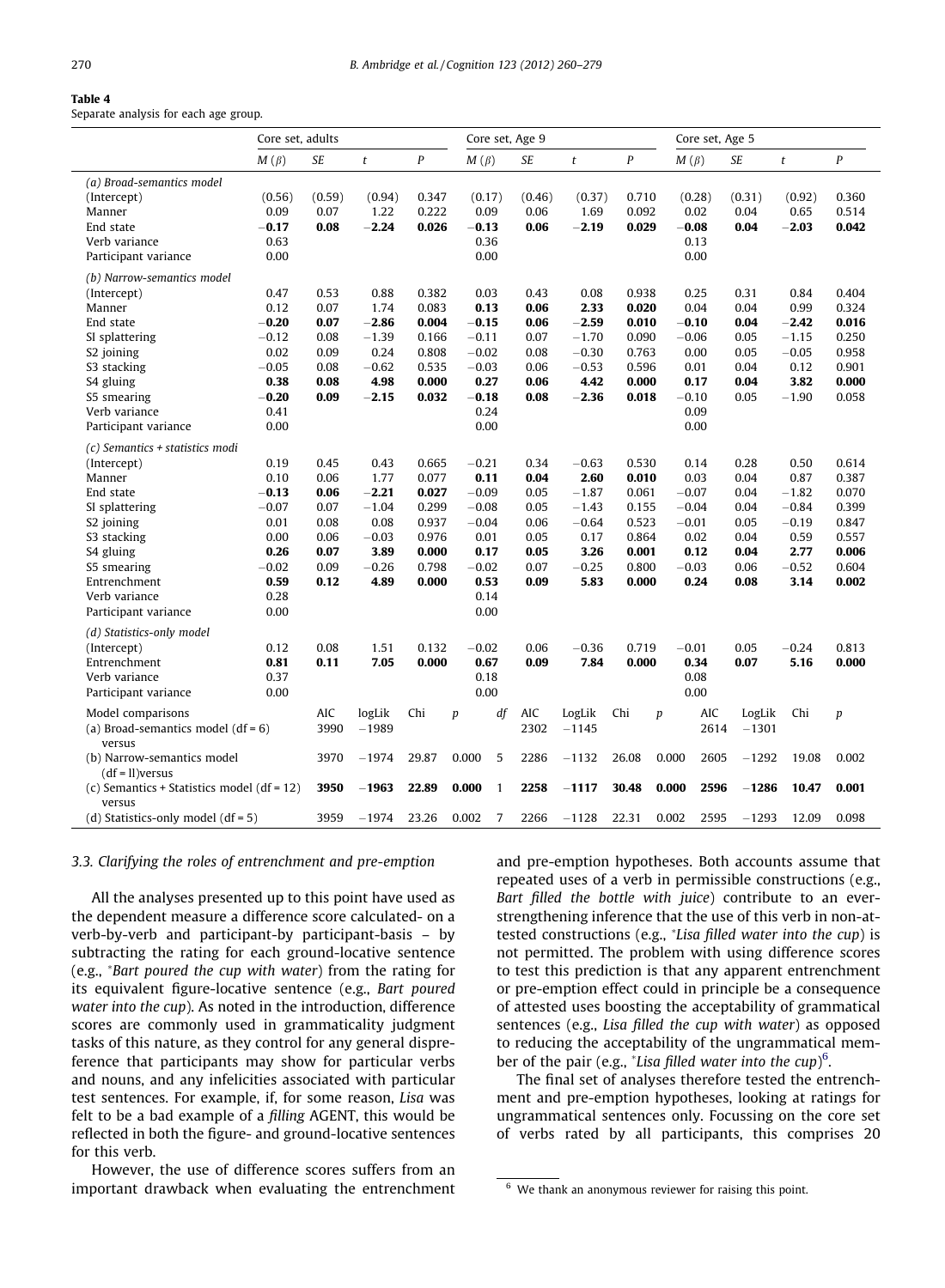**Table 4**
Separate analysis for each age group.

| | Core set, adults | | | | Core set, Age 9 | | | | Core set, Age 5 | | | |
|---|---|---|---|---|---|---|---|---|---|---|---|---|
| | *M* (β) | *SE* | *t* | *P* | *M* (β) | *SE* | *t* | *P* | *M* (β) | *SE* | *t* | *P* |
| *(a) Broad-semantics model* | | | | | | | | | | | | |
| (Intercept) | (0.56) | (0.59) | (0.94) | 0.347 | (0.17) | (0.46) | (0.37) | 0.710 | (0.28) | (0.31) | (0.92) | 0.360 |
| Manner | 0.09 | 0.07 | 1.22 | 0.222 | 0.09 | 0.06 | 1.69 | 0.092 | 0.02 | 0.04 | 0.65 | 0.514 |
| End state | **−0.17** | **0.08** | **−2.24** | **0.026** | **−0.13** | **0.06** | **−2.19** | **0.029** | **−0.08** | **0.04** | **−2.03** | **0.042** |
| Verb variance | 0.63 | | | | 0.36 | | | | 0.13 | | | |
| Participant variance | 0.00 | | | | 0.00 | | | | 0.00 | | | |
| *(b) Narrow-semantics model* | | | | | | | | | | | | |
| (Intercept) | 0.47 | 0.53 | 0.88 | 0.382 | 0.03 | 0.43 | 0.08 | 0.938 | 0.25 | 0.31 | 0.84 | 0.404 |
| Manner | 0.12 | 0.07 | 1.74 | 0.083 | **0.13** | **0.06** | **2.33** | **0.020** | 0.04 | 0.04 | 0.99 | 0.324 |
| End state | **−0.20** | **0.07** | **−2.86** | **0.004** | **−0.15** | **0.06** | **−2.59** | **0.010** | **−0.10** | **0.04** | **−2.42** | **0.016** |
| SI splattering | −0.12 | 0.08 | −1.39 | 0.166 | −0.11 | 0.07 | −1.70 | 0.090 | −0.06 | 0.05 | −1.15 | 0.250 |
| S2 joining | 0.02 | 0.09 | 0.24 | 0.808 | −0.02 | 0.08 | −0.30 | 0.763 | 0.00 | 0.05 | −0.05 | 0.958 |
| S3 stacking | −0.05 | 0.08 | −0.62 | 0.535 | −0.03 | 0.06 | −0.53 | 0.596 | 0.01 | 0.04 | 0.12 | 0.901 |
| S4 gluing | **0.38** | **0.08** | **4.98** | **0.000** | **0.27** | **0.06** | **4.42** | **0.000** | **0.17** | **0.04** | **3.82** | **0.000** |
| S5 smearing | **−0.20** | **0.09** | **−2.15** | **0.032** | **−0.18** | **0.08** | **−2.36** | **0.018** | −0.10 | 0.05 | −1.90 | 0.058 |
| Verb variance | 0.41 | | | | 0.24 | | | | 0.09 | | | |
| Participant variance | 0.00 | | | | 0.00 | | | | 0.00 | | | |
| *(c) Semantics + statistics modi* | | | | | | | | | | | | |
| (Intercept) | 0.19 | 0.45 | 0.43 | 0.665 | −0.21 | 0.34 | −0.63 | 0.530 | 0.14 | 0.28 | 0.50 | 0.614 |
| Manner | 0.10 | 0.06 | 1.77 | 0.077 | **0.11** | **0.04** | **2.60** | **0.010** | 0.03 | 0.04 | 0.87 | 0.387 |
| End state | **−0.13** | **0.06** | **−2.21** | **0.027** | −0.09 | 0.05 | −1.87 | 0.061 | −0.07 | 0.04 | −1.82 | 0.070 |
| SI splattering | −0.07 | 0.07 | −1.04 | 0.299 | −0.08 | 0.05 | −1.43 | 0.155 | −0.04 | 0.04 | −0.84 | 0.399 |
| S2 joining | 0.01 | 0.08 | 0.08 | 0.937 | −0.04 | 0.06 | −0.64 | 0.523 | −0.01 | 0.05 | −0.19 | 0.847 |
| S3 stacking | 0.00 | 0.06 | −0.03 | 0.976 | 0.01 | 0.05 | 0.17 | 0.864 | 0.02 | 0.04 | 0.59 | 0.557 |
| S4 gluing | **0.26** | **0.07** | **3.89** | **0.000** | **0.17** | **0.05** | **3.26** | **0.001** | **0.12** | **0.04** | **2.77** | **0.006** |
| S5 smearing | −0.02 | 0.09 | −0.26 | 0.798 | −0.02 | 0.07 | −0.25 | 0.800 | −0.03 | 0.06 | −0.52 | 0.604 |
| Entrenchment | **0.59** | **0.12** | **4.89** | **0.000** | **0.53** | **0.09** | **5.83** | **0.000** | **0.24** | **0.08** | **3.14** | **0.002** |
| Verb variance | 0.28 | | | | 0.14 | | | | | | | |
| Participant variance | 0.00 | | | | 0.00 | | | | | | | |
| *(d) Statistics-only model* | | | | | | | | | | | | |
| (Intercept) | 0.12 | 0.08 | 1.51 | 0.132 | −0.02 | 0.06 | −0.36 | 0.719 | −0.01 | 0.05 | −0.24 | 0.813 |
| Entrenchment | **0.81** | **0.11** | **7.05** | **0.000** | **0.67** | **0.09** | **7.84** | **0.000** | **0.34** | **0.07** | **5.16** | **0.000** |
| Verb variance | 0.37 | | | | 0.18 | | | | 0.08 | | | |
| Participant variance | 0.00 | | | | 0.00 | | | | 0.00 | | | |

| Model comparisons | AIC | logLik | Chi | *p* | *df* | AIC | LogLik | Chi | *p* | AIC | LogLik | Chi | *p* |
|---|---|---|---|---|---|---|---|---|---|---|---|---|---|
| (a) Broad-semantics model (df = 6) versus | 3990 | −1989 | | | | 2302 | −1145 | | | 2614 | −1301 | | |
| (b) Narrow-semantics model (df = II)versus | 3970 | −1974 | 29.87 | 0.000 | 5 | 2286 | −1132 | 26.08 | 0.000 | 2605 | −1292 | 19.08 | 0.002 |
| (c) Semantics + Statistics model (df = 12) versus | **3950** | **−1963** | **22.89** | **0.000** | 1 | **2258** | **−1117** | **30.48** | **0.000** | **2596** | **−1286** | **10.47** | **0.001** |
| (d) Statistics-only model (df = 5) | 3959 | −1974 | 23.26 | 0.002 | 7 | 2266 | −1128 | 22.31 | 0.002 | 2595 | −1293 | 12.09 | 0.098 |

### 3.3. Clarifying the roles of entrenchment and pre-emption

All the analyses presented up to this point have used as the dependent measure a difference score calculated- on a verb-by-verb and participant-by participant-basis – by subtracting the rating for each ground-locative sentence (e.g., \**Bart poured the cup with water*) from the rating for its equivalent figure-locative sentence (e.g., *Bart poured water into the cup*). As noted in the introduction, difference scores are commonly used in grammaticality judgment tasks of this nature, as they control for any general dispreference that participants may show for particular verbs and nouns, and any infelicities associated with particular test sentences. For example, if, for some reason, *Lisa* was felt to be a bad example of a *filling* AGENT, this would be reflected in both the figure- and ground-locative sentences for this verb.

However, the use of difference scores suffers from an important drawback when evaluating the entrenchment and pre-emption hypotheses. Both accounts assume that repeated uses of a verb in permissible constructions (e.g., *Bart filled the bottle with juice*) contribute to an ever-strengthening inference that the use of this verb in non-attested constructions (e.g., \**Lisa filled water into the cup*) is not permitted. The problem with using difference scores to test this prediction is that any apparent entrenchment or pre-emption effect could in principle be a consequence of attested uses boosting the acceptability of grammatical sentences (e.g., *Lisa filled the cup with water*) as opposed to reducing the acceptability of the ungrammatical member of the pair (e.g., \**Lisa filled water into the cup*)[6].

The final set of analyses therefore tested the entrenchment and pre-emption hypotheses, looking at ratings for ungrammatical sentences only. Focussing on the core set of verbs rated by all participants, this comprises 20

[6] We thank an anonymous reviewer for raising this point.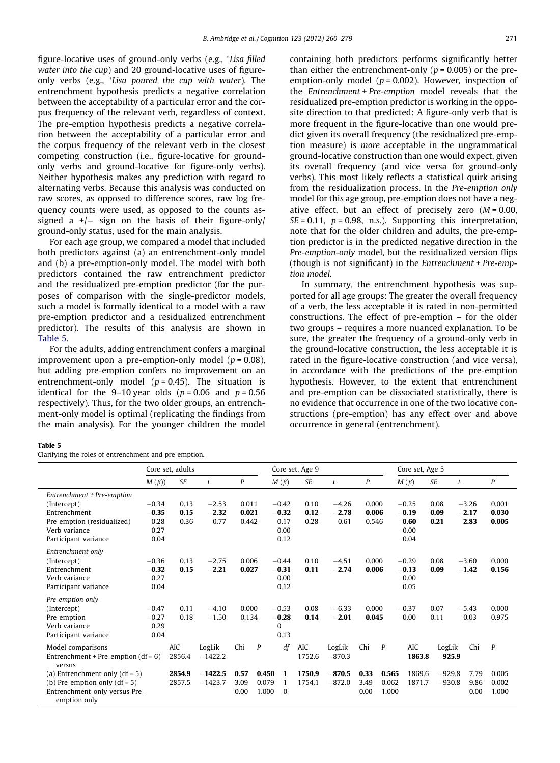figure-locative uses of ground-only verbs (e.g., *\*Lisa filled water into the cup*) and 20 ground-locative uses of figure-only verbs (e.g., *\*Lisa poured the cup with water*). The entrenchment hypothesis predicts a negative correlation between the acceptability of a particular error and the corpus frequency of the relevant verb, regardless of context. The pre-emption hypothesis predicts a negative correlation between the acceptability of a particular error and the corpus frequency of the relevant verb in the closest competing construction (i.e., figure-locative for ground-only verbs and ground-locative for figure-only verbs). Neither hypothesis makes any prediction with regard to alternating verbs. Because this analysis was conducted on raw scores, as opposed to difference scores, raw log frequency counts were used, as opposed to the counts assigned a +/− sign on the basis of their figure-only/ground-only status, used for the main analysis.

For each age group, we compared a model that included both predictors against (a) an entrenchment-only model and (b) a pre-emption-only model. The model with both predictors contained the raw entrenchment predictor and the residualized pre-emption predictor (for the purposes of comparison with the single-predictor models, such a model is formally identical to a model with a raw pre-emption predictor and a residualized entrenchment predictor). The results of this analysis are shown in Table 5.

For the adults, adding entrenchment confers a marginal improvement upon a pre-emption-only model ($p = 0.08$), but adding pre-emption confers no improvement on an entrenchment-only model ($p = 0.45$). The situation is identical for the 9–10 year olds ($p = 0.06$ and $p = 0.56$ respectively). Thus, for the two older groups, an entrenchment-only model is optimal (replicating the findings from the main analysis). For the younger children the model containing both predictors performs significantly better than either the entrenchment-only ($p = 0.005$) or the pre-emption-only model ($p = 0.002$). However, inspection of the *Entrenchment + Pre-emption* model reveals that the residualized pre-emption predictor is working in the opposite direction to that predicted: A figure-only verb that is more frequent in the figure-locative than one would predict given its overall frequency (the residualized pre-emption measure) is *more* acceptable in the ungrammatical ground-locative construction than one would expect, given its overall frequency (and vice versa for ground-only verbs). This most likely reflects a statistical quirk arising from the residualization process. In the *Pre-emption only* model for this age group, pre-emption does not have a negative effect, but an effect of precisely zero ($M = 0.00$, $SE = 0.11$, $p = 0.98$, n.s.). Supporting this interpretation, note that for the older children and adults, the pre-emption predictor is in the predicted negative direction in the *Pre-emption-only* model, but the residualized version flips (though is not significant) in the *Entrenchment + Pre-emption model*.

In summary, the entrenchment hypothesis was supported for all age groups: The greater the overall frequency of a verb, the less acceptable it is rated in non-permitted constructions. The effect of pre-emption – for the older two groups – requires a more nuanced explanation. To be sure, the greater the frequency of a ground-only verb in the ground-locative construction, the less acceptable it is rated in the figure-locative construction (and vice versa), in accordance with the predictions of the pre-emption hypothesis. However, to the extent that entrenchment and pre-emption can be dissociated statistically, there is no evidence that occurrence in one of the two locative constructions (pre-emption) has any effect over and above occurrence in general (entrenchment).

**Table 5**
Clarifying the roles of entrenchment and pre-emption.

| | Core set, adults | | | | Core set, Age 9 | | | | Core set, Age 5 | | | |
|---|---|---|---|---|---|---|---|---|---|---|---|---|
| | $M(\beta)$ | $SE$ | $t$ | $P$ | $M(\beta)$ | $SE$ | $t$ | $P$ | $M(\beta)$ | $SE$ | $t$ | $P$ |
| *Entrenchment + Pre-emption* | | | | | | | | | | | | |
| (Intercept) | −0.34 | 0.13 | −2.53 | 0.011 | −0.42 | 0.10 | −4.26 | 0.000 | −0.25 | 0.08 | −3.26 | 0.001 |
| Entrenchment | **−0.35** | **0.15** | **−2.32** | **0.021** | **−0.32** | **0.12** | **−2.78** | **0.006** | **−0.19** | **0.09** | **−2.17** | **0.030** |
| Pre-emption (residualized) | 0.28 | 0.36 | 0.77 | 0.442 | 0.17 | 0.28 | 0.61 | 0.546 | **0.60** | **0.21** | **2.83** | **0.005** |
| Verb variance | 0.27 | | | | 0.00 | | | | 0.00 | | | |
| Participant variance | 0.04 | | | | 0.12 | | | | 0.04 | | | |
| *Entrenchment only* | | | | | | | | | | | | |
| (Intercept) | −0.36 | 0.13 | −2.75 | 0.006 | −0.44 | 0.10 | −4.51 | 0.000 | −0.29 | 0.08 | −3.60 | 0.000 |
| Entrenchment | **−0.32** | **0.15** | **−2.21** | **0.027** | **−0.31** | **0.11** | **−2.74** | **0.006** | **−0.13** | **0.09** | **−1.42** | **0.156** |
| Verb variance | 0.27 | | | | 0.00 | | | | 0.00 | | | |
| Participant variance | 0.04 | | | | 0.12 | | | | 0.05 | | | |
| *Pre-emption only* | | | | | | | | | | | | |
| (Intercept) | −0.47 | 0.11 | −4.10 | 0.000 | −0.53 | 0.08 | −6.33 | 0.000 | −0.37 | 0.07 | −5.43 | 0.000 |
| Pre-emption | −0.27 | 0.18 | −1.50 | 0.134 | **−0.28** | **0.14** | **−2.01** | **0.045** | 0.00 | 0.11 | 0.03 | 0.975 |
| Verb variance | 0.29 | | | | 0 | | | | | | | |
| Participant variance | 0.04 | | | | 0.13 | | | | | | | |
| Model comparisons | AIC | LogLik | Chi | $P$ | $df$ | AIC | LogLik | Chi | $P$ | AIC | LogLik | Chi | $P$ |
| Entrenchment + Pre-emption (df = 6) versus | 2856.4 | −1422.2 | | | | 1752.6 | −870.3 | | | **1863.8** | **−925.9** | | |
| (a) Entrenchment only (df = 5) | **2854.9** | **−1422.5** | **0.57** | **0.450** | **1** | **1750.9** | **−870.5** | **0.33** | **0.565** | 1869.6 | −929.8 | 7.79 | 0.005 |
| (b) Pre-emption only (df = 5) | 2857.5 | −1423.7 | 3.09 | 0.079 | 1 | 1754.1 | −872.0 | 3.49 | 0.062 | 1871.7 | −930.8 | 9.86 | 0.002 |
| Entrenchment-only versus Pre-emption only | | | 0.00 | 1.000 | 0 | | | 0.00 | 1.000 | | | 0.00 | 1.000 |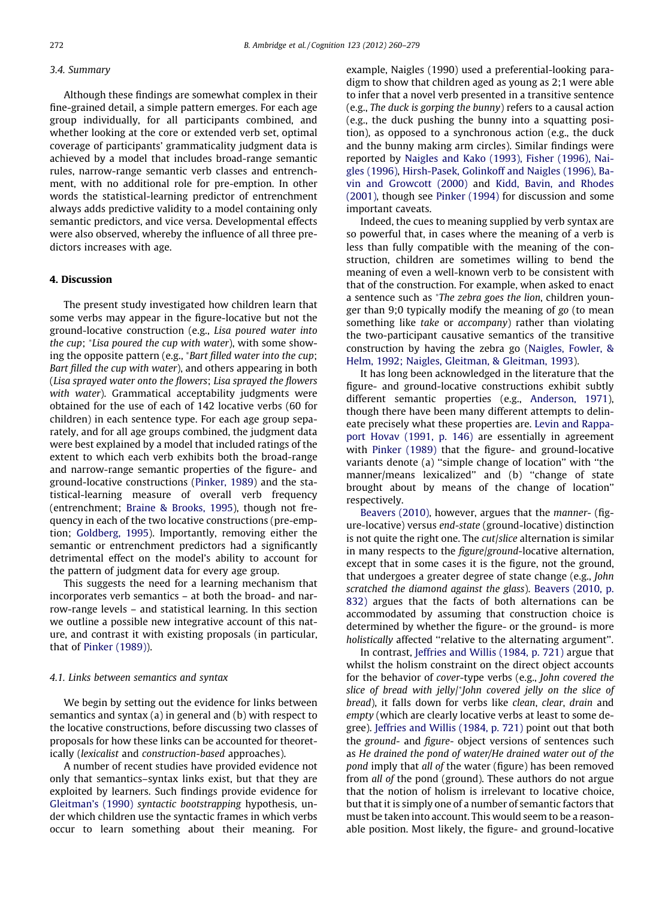### 3.4. Summary

Although these findings are somewhat complex in their fine-grained detail, a simple pattern emerges. For each age group individually, for all participants combined, and whether looking at the core or extended verb set, optimal coverage of participants' grammaticality judgment data is achieved by a model that includes broad-range semantic rules, narrow-range semantic verb classes and entrenchment, with no additional role for pre-emption. In other words the statistical-learning predictor of entrenchment always adds predictive validity to a model containing only semantic predictors, and vice versa. Developmental effects were also observed, whereby the influence of all three predictors increases with age.

## 4. Discussion

The present study investigated how children learn that some verbs may appear in the figure-locative but not the ground-locative construction (e.g., *Lisa poured water into the cup*; *\*Lisa poured the cup with water*), with some showing the opposite pattern (e.g., *\*Bart filled water into the cup*; *Bart filled the cup with water*), and others appearing in both (*Lisa sprayed water onto the flowers*; *Lisa sprayed the flowers with water*). Grammatical acceptability judgments were obtained for the use of each of 142 locative verbs (60 for children) in each sentence type. For each age group separately, and for all age groups combined, the judgment data were best explained by a model that included ratings of the extent to which each verb exhibits both the broad-range and narrow-range semantic properties of the figure- and ground-locative constructions (Pinker, 1989) and the statistical-learning measure of overall verb frequency (entrenchment; Braine & Brooks, 1995), though not frequency in each of the two locative constructions (pre-emption; Goldberg, 1995). Importantly, removing either the semantic or entrenchment predictors had a significantly detrimental effect on the model's ability to account for the pattern of judgment data for every age group.

This suggests the need for a learning mechanism that incorporates verb semantics – at both the broad- and narrow-range levels – and statistical learning. In this section we outline a possible new integrative account of this nature, and contrast it with existing proposals (in particular, that of Pinker (1989)).

### 4.1. Links between semantics and syntax

We begin by setting out the evidence for links between semantics and syntax (a) in general and (b) with respect to the locative constructions, before discussing two classes of proposals for how these links can be accounted for theoretically (*lexicalist* and *construction-based* approaches).

A number of recent studies have provided evidence not only that semantics–syntax links exist, but that they are exploited by learners. Such findings provide evidence for Gleitman's (1990) *syntactic bootstrapping* hypothesis, under which children use the syntactic frames in which verbs occur to learn something about their meaning. For example, Naigles (1990) used a preferential-looking paradigm to show that children aged as young as 2;1 were able to infer that a novel verb presented in a transitive sentence (e.g., *The duck is gorping the bunny*) refers to a causal action (e.g., the duck pushing the bunny into a squatting position), as opposed to a synchronous action (e.g., the duck and the bunny making arm circles). Similar findings were reported by Naigles and Kako (1993), Fisher (1996), Naigles (1996), Hirsh-Pasek, Golinkoff and Naigles (1996), Bavin and Growcott (2000) and Kidd, Bavin, and Rhodes (2001), though see Pinker (1994) for discussion and some important caveats.

Indeed, the cues to meaning supplied by verb syntax are so powerful that, in cases where the meaning of a verb is less than fully compatible with the meaning of the construction, children are sometimes willing to bend the meaning of even a well-known verb to be consistent with that of the construction. For example, when asked to enact a sentence such as *\*The zebra goes the lion*, children younger than 9;0 typically modify the meaning of *go* (to mean something like *take* or *accompany*) rather than violating the two-participant causative semantics of the transitive construction by having the zebra go (Naigles, Fowler, & Helm, 1992; Naigles, Gleitman, & Gleitman, 1993).

It has long been acknowledged in the literature that the figure- and ground-locative constructions exhibit subtly different semantic properties (e.g., Anderson, 1971), though there have been many different attempts to delineate precisely what these properties are. Levin and Rappaport Hovav (1991, p. 146) are essentially in agreement with Pinker (1989) that the figure- and ground-locative variants denote (a) ''simple change of location'' with ''the manner/means lexicalized'' and (b) ''change of state brought about by means of the change of location'' respectively.

Beavers (2010), however, argues that the *manner*- (figure-locative) versus *end-state* (ground-locative) distinction is not quite the right one. The *cut/slice* alternation is similar in many respects to the *figure/ground*-locative alternation, except that in some cases it is the figure, not the ground, that undergoes a greater degree of state change (e.g., *John scratched the diamond against the glass*). Beavers (2010, p. 832) argues that the facts of both alternations can be accommodated by assuming that construction choice is determined by whether the figure- or the ground- is more *holistically* affected ''relative to the alternating argument''.

In contrast, Jeffries and Willis (1984, p. 721) argue that whilst the holism constraint on the direct object accounts for the behavior of *cover*-type verbs (e.g., *John covered the slice of bread with jelly*/*\*John covered jelly on the slice of bread*), it falls down for verbs like *clean*, *clear*, *drain* and *empty* (which are clearly locative verbs at least to some degree). Jeffries and Willis (1984, p. 721) point out that both the *ground*- and *figure*- object versions of sentences such as *He drained the pond of water*/*He drained water out of the pond* imply that *all of* the water (figure) has been removed from *all of* the pond (ground). These authors do not argue that the notion of holism is irrelevant to locative choice, but that it is simply one of a number of semantic factors that must be taken into account. This would seem to be a reasonable position. Most likely, the figure- and ground-locative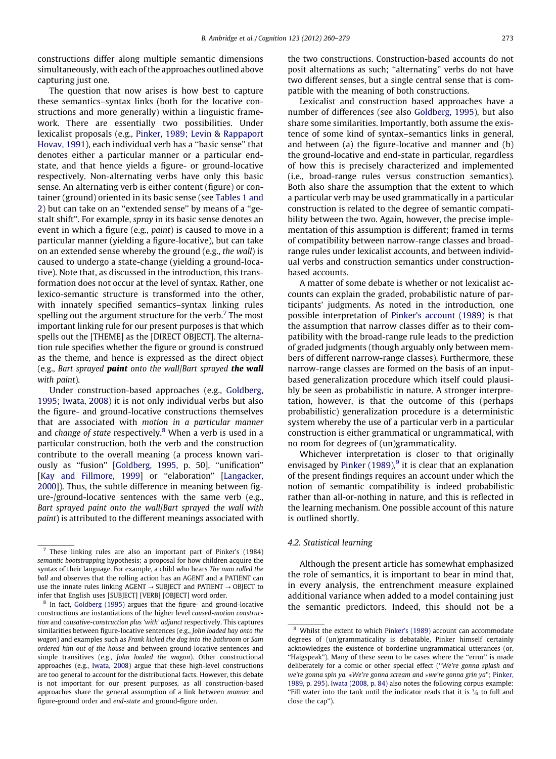constructions differ along multiple semantic dimensions simultaneously, with each of the approaches outlined above capturing just one.

The question that now arises is how best to capture these semantics–syntax links (both for the locative constructions and more generally) within a linguistic framework. There are essentially two possibilities. Under lexicalist proposals (e.g., Pinker, 1989; Levin & Rappaport Hovav, 1991), each individual verb has a ''basic sense'' that denotes either a particular manner or a particular end-state, and that hence yields a figure- or ground-locative respectively. Non-alternating verbs have only this basic sense. An alternating verb is either content (figure) or container (ground) oriented in its basic sense (see Tables 1 and 2) but can take on an ''extended sense'' by means of a ''gestalt shift''. For example, *spray* in its basic sense denotes an event in which a figure (e.g., *paint*) is caused to move in a particular manner (yielding a figure-locative), but can take on an extended sense whereby the ground (e.g., *the wall*) is caused to undergo a state-change (yielding a ground-locative). Note that, as discussed in the introduction, this transformation does not occur at the level of syntax. Rather, one lexico-semantic structure is transformed into the other, with innately specified semantics–syntax linking rules spelling out the argument structure for the verb.[7] The most important linking rule for our present purposes is that which spells out the [THEME] as the [DIRECT OBJECT]. The alternation rule specifies whether the figure or ground is construed as the theme, and hence is expressed as the direct object (e.g., *Bart sprayed* ***paint*** *onto the wall/Bart sprayed* ***the wall*** *with paint*).

Under construction-based approaches (e.g., Goldberg, 1995; Iwata, 2008) it is not only individual verbs but also the figure- and ground-locative constructions themselves that are associated with *motion in a particular manner* and *change of state* respectively.[8] When a verb is used in a particular construction, both the verb and the construction contribute to the overall meaning (a process known variously as ''fusion'' [Goldberg, 1995, p. 50], ''unification'' [Kay and Fillmore, 1999] or ''elaboration'' [Langacker, 2000]). Thus, the subtle difference in meaning between figure-/ground-locative sentences with the same verb (e.g., *Bart sprayed paint onto the wall/Bart sprayed the wall with paint*) is attributed to the different meanings associated with the two constructions. Construction-based accounts do not posit alternations as such; ''alternating'' verbs do not have two different senses, but a single central sense that is compatible with the meaning of both constructions.

Lexicalist and construction based approaches have a number of differences (see also Goldberg, 1995), but also share some similarities. Importantly, both assume the existence of some kind of syntax–semantics links in general, and between (a) the figure-locative and manner and (b) the ground-locative and end-state in particular, regardless of how this is precisely characterized and implemented (i.e., broad-range rules versus construction semantics). Both also share the assumption that the extent to which a particular verb may be used grammatically in a particular construction is related to the degree of semantic compatibility between the two. Again, however, the precise implementation of this assumption is different; framed in terms of compatibility between narrow-range classes and broad-range rules under lexicalist accounts, and between individual verbs and construction semantics under construction-based accounts.

A matter of some debate is whether or not lexicalist accounts can explain the graded, probabilistic nature of participants' judgments. As noted in the introduction, one possible interpretation of Pinker's account (1989) is that the assumption that narrow classes differ as to their compatibility with the broad-range rule leads to the prediction of graded judgments (though arguably only between members of different narrow-range classes). Furthermore, these narrow-range classes are formed on the basis of an input-based generalization procedure which itself could plausibly be seen as probabilistic in nature. A stronger interpretation, however, is that the outcome of this (perhaps probabilistic) generalization procedure is a deterministic system whereby the use of a particular verb in a particular construction is either grammatical or ungrammatical, with no room for degrees of (un)grammaticality.

Whichever interpretation is closer to that originally envisaged by Pinker (1989),[9] it is clear that an explanation of the present findings requires an account under which the notion of semantic compatibility is indeed probabilistic rather than all-or-nothing in nature, and this is reflected in the learning mechanism. One possible account of this nature is outlined shortly.

### 4.2. Statistical learning

Although the present article has somewhat emphasized the role of semantics, it is important to bear in mind that, in every analysis, the entrenchment measure explained additional variance when added to a model containing just the semantic predictors. Indeed, this should not be a

---

[7] These linking rules are also an important part of Pinker's (1984) *semantic bootstrapping* hypothesis; a proposal for how children acquire the syntax of their language. For example, a child who hears *The man rolled the ball* and observes that the rolling action has an AGENT and a PATIENT can use the innate rules linking AGENT → SUBJECT and PATIENT → OBJECT to infer that English uses [SUBJECT] [VERB] [OBJECT] word order.

[8] In fact, Goldberg (1995) argues that the figure- and ground-locative constructions are instantiations of the higher level *caused-motion construction* and *causative-construction plus 'with' adjunct* respectively. This captures similarities between figure-locative sentences (e.g., *John loaded hay onto the wagon*) and examples such as *Frank kicked the dog into the bathroom* or *Sam ordered him out of the house* and between ground-locative sentences and simple transitives (e.g., *John loaded the wagon*). Other constructional approaches (e.g., Iwata, 2008) argue that these high-level constructions are too general to account for the distributional facts. However, this debate is not important for our present purposes, as all construction-based approaches share the general assumption of a link between *manner* and figure-ground order and *end-state* and ground-figure order.

[9] Whilst the extent to which Pinker's (1989) account can accommodate degrees of (un)grammaticality is debatable, Pinker himself certainly acknowledges the existence of borderline ungrammatical utterances (or, ''Haigspeak''). Many of these seem to be cases where the ''error'' is made deliberately for a comic or other special effect (''*We're gonna splash and we're gonna spin ya. \*We're gonna scream and \*we're gonna grin ya*''; Pinker, 1989, p. 295). Iwata (2008, p. 84) also notes the following corpus example: ''Fill water into the tank until the indicator reads that it is ¾ to full and close the cap'').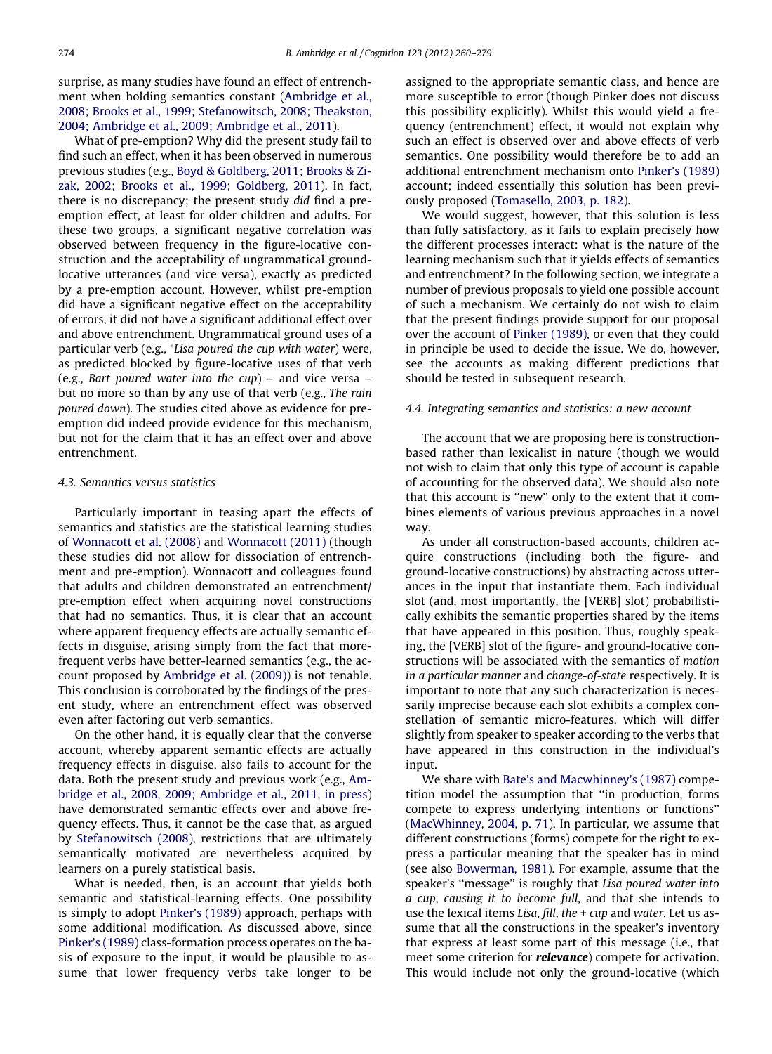surprise, as many studies have found an effect of entrenchment when holding semantics constant (Ambridge et al., 2008; Brooks et al., 1999; Stefanowitsch, 2008; Theakston, 2004; Ambridge et al., 2009; Ambridge et al., 2011).

What of pre-emption? Why did the present study fail to find such an effect, when it has been observed in numerous previous studies (e.g., Boyd & Goldberg, 2011; Brooks & Zizak, 2002; Brooks et al., 1999; Goldberg, 2011). In fact, there is no discrepancy; the present study *did* find a pre-emption effect, at least for older children and adults. For these two groups, a significant negative correlation was observed between frequency in the figure-locative construction and the acceptability of ungrammatical ground-locative utterances (and vice versa), exactly as predicted by a pre-emption account. However, whilst pre-emption did have a significant negative effect on the acceptability of errors, it did not have a significant additional effect over and above entrenchment. Ungrammatical ground uses of a particular verb (e.g., *\*Lisa poured the cup with water*) were, as predicted blocked by figure-locative uses of that verb (e.g., *Bart poured water into the cup*) – and vice versa – but no more so than by any use of that verb (e.g., *The rain poured down*). The studies cited above as evidence for pre-emption did indeed provide evidence for this mechanism, but not for the claim that it has an effect over and above entrenchment.

### 4.3. Semantics versus statistics

Particularly important in teasing apart the effects of semantics and statistics are the statistical learning studies of Wonnacott et al. (2008) and Wonnacott (2011) (though these studies did not allow for dissociation of entrenchment and pre-emption). Wonnacott and colleagues found that adults and children demonstrated an entrenchment/pre-emption effect when acquiring novel constructions that had no semantics. Thus, it is clear that an account where apparent frequency effects are actually semantic effects in disguise, arising simply from the fact that more-frequent verbs have better-learned semantics (e.g., the account proposed by Ambridge et al. (2009)) is not tenable. This conclusion is corroborated by the findings of the present study, where an entrenchment effect was observed even after factoring out verb semantics.

On the other hand, it is equally clear that the converse account, whereby apparent semantic effects are actually frequency effects in disguise, also fails to account for the data. Both the present study and previous work (e.g., Ambridge et al., 2008, 2009; Ambridge et al., 2011, in press) have demonstrated semantic effects over and above frequency effects. Thus, it cannot be the case that, as argued by Stefanowitsch (2008), restrictions that are ultimately semantically motivated are nevertheless acquired by learners on a purely statistical basis.

What is needed, then, is an account that yields both semantic and statistical-learning effects. One possibility is simply to adopt Pinker's (1989) approach, perhaps with some additional modification. As discussed above, since Pinker's (1989) class-formation process operates on the basis of exposure to the input, it would be plausible to assume that lower frequency verbs take longer to be assigned to the appropriate semantic class, and hence are more susceptible to error (though Pinker does not discuss this possibility explicitly). Whilst this would yield a frequency (entrenchment) effect, it would not explain why such an effect is observed over and above effects of verb semantics. One possibility would therefore be to add an additional entrenchment mechanism onto Pinker's (1989) account; indeed essentially this solution has been previously proposed (Tomasello, 2003, p. 182).

We would suggest, however, that this solution is less than fully satisfactory, as it fails to explain precisely how the different processes interact: what is the nature of the learning mechanism such that it yields effects of semantics and entrenchment? In the following section, we integrate a number of previous proposals to yield one possible account of such a mechanism. We certainly do not wish to claim that the present findings provide support for our proposal over the account of Pinker (1989), or even that they could in principle be used to decide the issue. We do, however, see the accounts as making different predictions that should be tested in subsequent research.

### 4.4. Integrating semantics and statistics: a new account

The account that we are proposing here is construction-based rather than lexicalist in nature (though we would not wish to claim that only this type of account is capable of accounting for the observed data). We should also note that this account is "new" only to the extent that it combines elements of various previous approaches in a novel way.

As under all construction-based accounts, children acquire constructions (including both the figure- and ground-locative constructions) by abstracting across utterances in the input that instantiate them. Each individual slot (and, most importantly, the [VERB] slot) probabilistically exhibits the semantic properties shared by the items that have appeared in this position. Thus, roughly speaking, the [VERB] slot of the figure- and ground-locative constructions will be associated with the semantics of *motion in a particular manner* and *change-of-state* respectively. It is important to note that any such characterization is necessarily imprecise because each slot exhibits a complex constellation of semantic micro-features, which will differ slightly from speaker to speaker according to the verbs that have appeared in this construction in the individual's input.

We share with Bate's and Macwhinney's (1987) competition model the assumption that "in production, forms compete to express underlying intentions or functions" (MacWhinney, 2004, p. 71). In particular, we assume that different constructions (forms) compete for the right to express a particular meaning that the speaker has in mind (see also Bowerman, 1981). For example, assume that the speaker's "message" is roughly that *Lisa poured water into a cup, causing it to become full*, and that she intends to use the lexical items *Lisa*, *fill*, *the + cup* and *water*. Let us assume that all the constructions in the speaker's inventory that express at least some part of this message (i.e., that meet some criterion for ***relevance***) compete for activation. This would include not only the ground-locative (which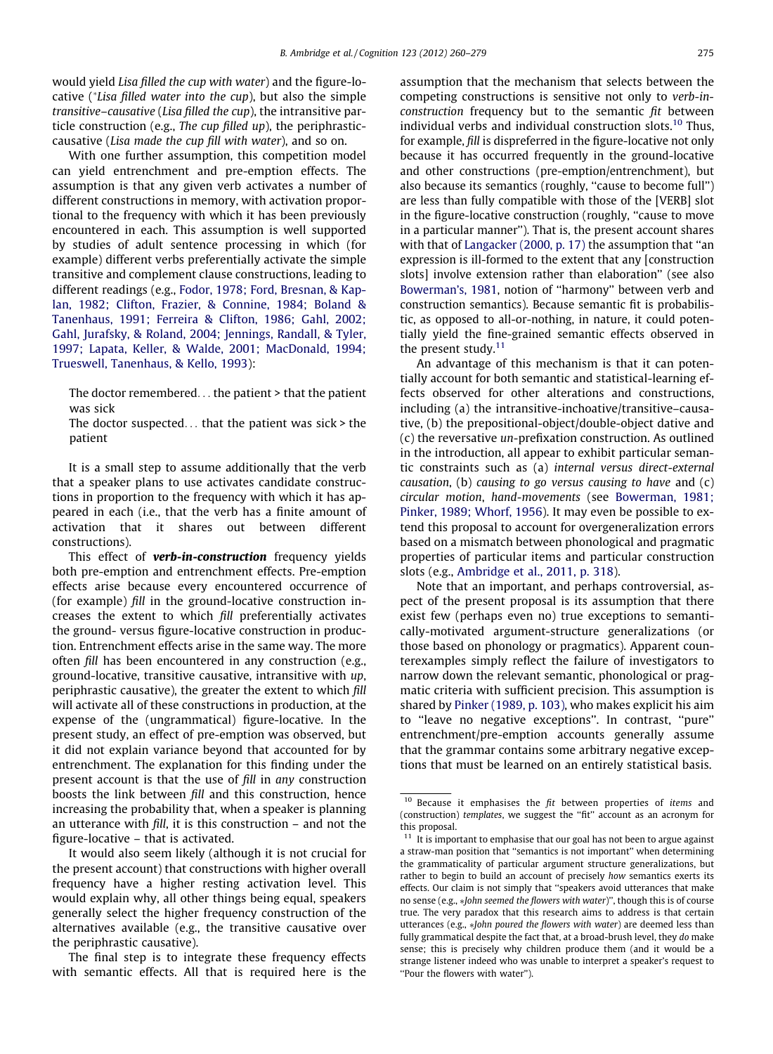would yield *Lisa filled the cup with water*) and the figure-locative (*\*Lisa filled water into the cup*), but also the simple *transitive–causative* (*Lisa filled the cup*), the intransitive particle construction (e.g., *The cup filled up*), the periphrastic-causative (*Lisa made the cup fill with water*), and so on.

With one further assumption, this competition model can yield entrenchment and pre-emption effects. The assumption is that any given verb activates a number of different constructions in memory, with activation proportional to the frequency with which it has been previously encountered in each. This assumption is well supported by studies of adult sentence processing in which (for example) different verbs preferentially activate the simple transitive and complement clause constructions, leading to different readings (e.g., Fodor, 1978; Ford, Bresnan, & Kaplan, 1982; Clifton, Frazier, & Connine, 1984; Boland & Tanenhaus, 1991; Ferreira & Clifton, 1986; Gahl, 2002; Gahl, Jurafsky, & Roland, 2004; Jennings, Randall, & Tyler, 1997; Lapata, Keller, & Walde, 2001; MacDonald, 1994; Trueswell, Tanenhaus, & Kello, 1993):

> The doctor remembered… the patient > that the patient was sick
>
> The doctor suspected… that the patient was sick > the patient

It is a small step to assume additionally that the verb that a speaker plans to use activates candidate constructions in proportion to the frequency with which it has appeared in each (i.e., that the verb has a finite amount of activation that it shares out between different constructions).

This effect of ***verb-in-construction*** frequency yields both pre-emption and entrenchment effects. Pre-emption effects arise because every encountered occurrence of (for example) *fill* in the ground-locative construction increases the extent to which *fill* preferentially activates the ground- versus figure-locative construction in production. Entrenchment effects arise in the same way. The more often *fill* has been encountered in any construction (e.g., ground-locative, transitive causative, intransitive with *up*, periphrastic causative), the greater the extent to which *fill* will activate all of these constructions in production, at the expense of the (ungrammatical) figure-locative. In the present study, an effect of pre-emption was observed, but it did not explain variance beyond that accounted for by entrenchment. The explanation for this finding under the present account is that the use of *fill* in *any* construction boosts the link between *fill* and this construction, hence increasing the probability that, when a speaker is planning an utterance with *fill*, it is this construction – and not the figure-locative – that is activated.

It would also seem likely (although it is not crucial for the present account) that constructions with higher overall frequency have a higher resting activation level. This would explain why, all other things being equal, speakers generally select the higher frequency construction of the alternatives available (e.g., the transitive causative over the periphrastic causative).

The final step is to integrate these frequency effects with semantic effects. All that is required here is the assumption that the mechanism that selects between the competing constructions is sensitive not only to *verb-in-construction* frequency but to the semantic *fit* between individual verbs and individual construction slots.[10] Thus, for example, *fill* is dispreferred in the figure-locative not only because it has occurred frequently in the ground-locative and other constructions (pre-emption/entrenchment), but also because its semantics (roughly, "cause to become full") are less than fully compatible with those of the [VERB] slot in the figure-locative construction (roughly, "cause to move in a particular manner"). That is, the present account shares with that of Langacker (2000, p. 17) the assumption that "an expression is ill-formed to the extent that any [construction slots] involve extension rather than elaboration" (see also Bowerman's, 1981, notion of "harmony" between verb and construction semantics). Because semantic fit is probabilistic, as opposed to all-or-nothing, in nature, it could potentially yield the fine-grained semantic effects observed in the present study.[11]

An advantage of this mechanism is that it can potentially account for both semantic and statistical-learning effects observed for other alternations and constructions, including (a) the intransitive-inchoative/transitive–causative, (b) the prepositional-object/double-object dative and (c) the reversative *un*-prefixation construction. As outlined in the introduction, all appear to exhibit particular semantic constraints such as (a) *internal versus direct-external causation*, (b) *causing to go versus causing to have* and (c) *circular motion, hand-movements* (see Bowerman, 1981; Pinker, 1989; Whorf, 1956). It may even be possible to extend this proposal to account for overgeneralization errors based on a mismatch between phonological and pragmatic properties of particular items and particular construction slots (e.g., Ambridge et al., 2011, p. 318).

Note that an important, and perhaps controversial, aspect of the present proposal is its assumption that there exist few (perhaps even no) true exceptions to semantically-motivated argument-structure generalizations (or those based on phonology or pragmatics). Apparent counterexamples simply reflect the failure of investigators to narrow down the relevant semantic, phonological or pragmatic criteria with sufficient precision. This assumption is shared by Pinker (1989, p. 103), who makes explicit his aim to "leave no negative exceptions". In contrast, "pure" entrenchment/pre-emption accounts generally assume that the grammar contains some arbitrary negative exceptions that must be learned on an entirely statistical basis.

---

[10] Because it emphasises the *fit* between properties of *items* and (construction) *templates*, we suggest the "fit" account as an acronym for this proposal.

[11] It is important to emphasise that our goal has not been to argue against a straw-man position that "semantics is not important" when determining the grammaticality of particular argument structure generalizations, but rather to begin to build an account of precisely *how* semantics exerts its effects. Our claim is not simply that "speakers avoid utterances that make no sense (e.g., *\*John seemed the flowers with water*)", though this is of course true. The very paradox that this research aims to address is that certain utterances (e.g., *\*John poured the flowers with water*) are deemed less than fully grammatical despite the fact that, at a broad-brush level, they *do* make sense; this is precisely why children produce them (and it would be a strange listener indeed who was unable to interpret a speaker's request to "Pour the flowers with water").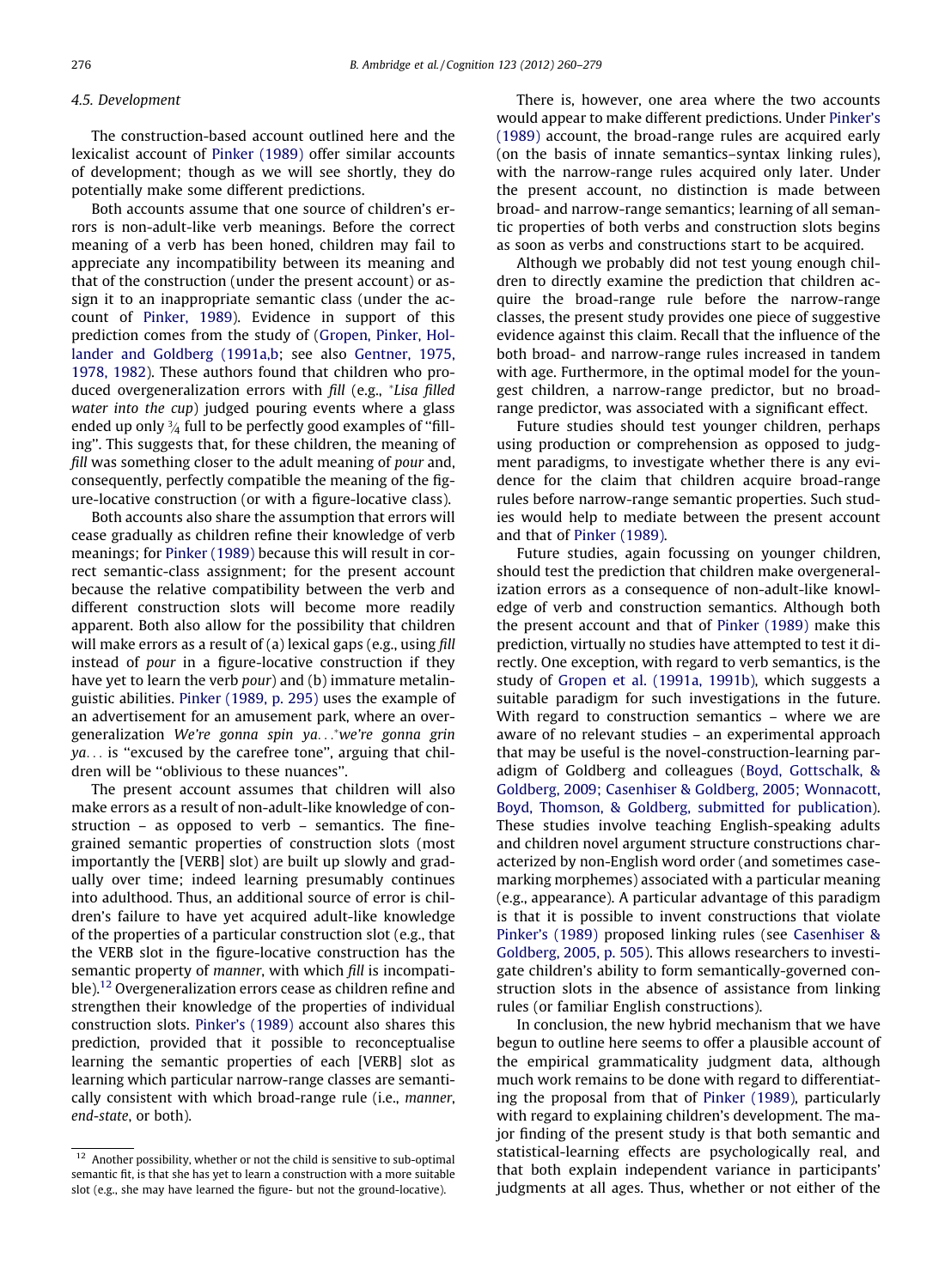### 4.5. Development

The construction-based account outlined here and the lexicalist account of Pinker (1989) offer similar accounts of development; though as we will see shortly, they do potentially make some different predictions.

Both accounts assume that one source of children's errors is non-adult-like verb meanings. Before the correct meaning of a verb has been honed, children may fail to appreciate any incompatibility between its meaning and that of the construction (under the present account) or assign it to an inappropriate semantic class (under the account of Pinker, 1989). Evidence in support of this prediction comes from the study of (Gropen, Pinker, Hollander and Goldberg (1991a,b; see also Gentner, 1975, 1978, 1982). These authors found that children who produced overgeneralization errors with *fill* (e.g., *\*Lisa filled water into the cup*) judged pouring events where a glass ended up only ¾ full to be perfectly good examples of "filling". This suggests that, for these children, the meaning of *fill* was something closer to the adult meaning of *pour* and, consequently, perfectly compatible the meaning of the figure-locative construction (or with a figure-locative class).

Both accounts also share the assumption that errors will cease gradually as children refine their knowledge of verb meanings; for Pinker (1989) because this will result in correct semantic-class assignment; for the present account because the relative compatibility between the verb and different construction slots will become more readily apparent. Both also allow for the possibility that children will make errors as a result of (a) lexical gaps (e.g., using *fill* instead of *pour* in a figure-locative construction if they have yet to learn the verb *pour*) and (b) immature metalinguistic abilities. Pinker (1989, p. 295) uses the example of an advertisement for an amusement park, where an overgeneralization *We're gonna spin ya...\*we're gonna grin ya...* is "excused by the carefree tone", arguing that children will be "oblivious to these nuances".

The present account assumes that children will also make errors as a result of non-adult-like knowledge of construction – as opposed to verb – semantics. The fine-grained semantic properties of construction slots (most importantly the [VERB] slot) are built up slowly and gradually over time; indeed learning presumably continues into adulthood. Thus, an additional source of error is children's failure to have yet acquired adult-like knowledge of the properties of a particular construction slot (e.g., that the VERB slot in the figure-locative construction has the semantic property of *manner*, with which *fill* is incompatible).[12] Overgeneralization errors cease as children refine and strengthen their knowledge of the properties of individual construction slots. Pinker's (1989) account also shares this prediction, provided that it possible to reconceptualise learning the semantic properties of each [VERB] slot as learning which particular narrow-range classes are semantically consistent with which broad-range rule (i.e., *manner*, *end-state*, or both).

There is, however, one area where the two accounts would appear to make different predictions. Under Pinker's (1989) account, the broad-range rules are acquired early (on the basis of innate semantics–syntax linking rules), with the narrow-range rules acquired only later. Under the present account, no distinction is made between broad- and narrow-range semantics; learning of all semantic properties of both verbs and construction slots begins as soon as verbs and constructions start to be acquired.

Although we probably did not test young enough children to directly examine the prediction that children acquire the broad-range rule before the narrow-range classes, the present study provides one piece of suggestive evidence against this claim. Recall that the influence of the both broad- and narrow-range rules increased in tandem with age. Furthermore, in the optimal model for the youngest children, a narrow-range predictor, but no broad-range predictor, was associated with a significant effect.

Future studies should test younger children, perhaps using production or comprehension as opposed to judgment paradigms, to investigate whether there is any evidence for the claim that children acquire broad-range rules before narrow-range semantic properties. Such studies would help to mediate between the present account and that of Pinker (1989).

Future studies, again focussing on younger children, should test the prediction that children make overgeneralization errors as a consequence of non-adult-like knowledge of verb and construction semantics. Although both the present account and that of Pinker (1989) make this prediction, virtually no studies have attempted to test it directly. One exception, with regard to verb semantics, is the study of Gropen et al. (1991a, 1991b), which suggests a suitable paradigm for such investigations in the future. With regard to construction semantics – where we are aware of no relevant studies – an experimental approach that may be useful is the novel-construction-learning paradigm of Goldberg and colleagues (Boyd, Gottschalk, & Goldberg, 2009; Casenhiser & Goldberg, 2005; Wonnacott, Boyd, Thomson, & Goldberg, submitted for publication). These studies involve teaching English-speaking adults and children novel argument structure constructions characterized by non-English word order (and sometimes case-marking morphemes) associated with a particular meaning (e.g., appearance). A particular advantage of this paradigm is that it is possible to invent constructions that violate Pinker's (1989) proposed linking rules (see Casenhiser & Goldberg, 2005, p. 505). This allows researchers to investigate children's ability to form semantically-governed construction slots in the absence of assistance from linking rules (or familiar English constructions).

In conclusion, the new hybrid mechanism that we have begun to outline here seems to offer a plausible account of the empirical grammaticality judgment data, although much work remains to be done with regard to differentiating the proposal from that of Pinker (1989), particularly with regard to explaining children's development. The major finding of the present study is that both semantic and statistical-learning effects are psychologically real, and that both explain independent variance in participants' judgments at all ages. Thus, whether or not either of the

[12] Another possibility, whether or not the child is sensitive to sub-optimal semantic fit, is that she has yet to learn a construction with a more suitable slot (e.g., she may have learned the figure- but not the ground-locative).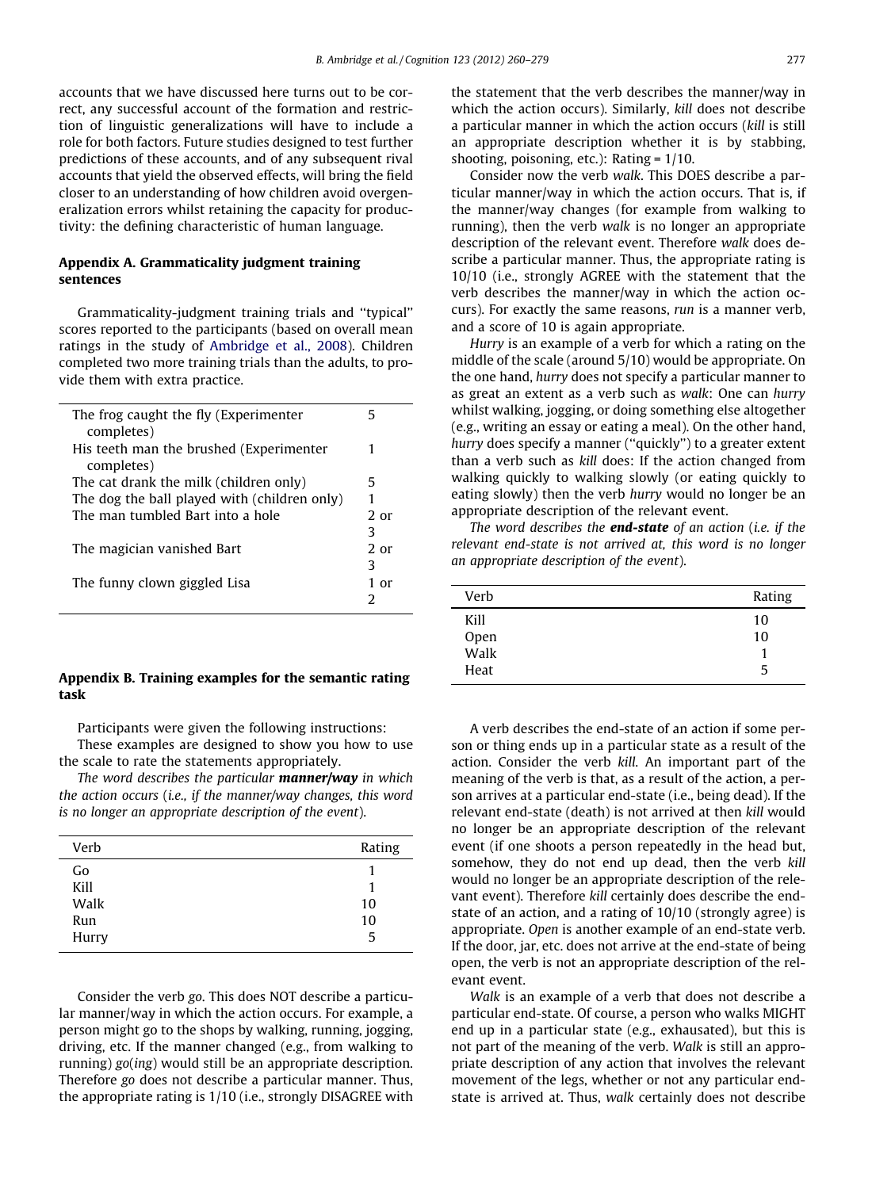accounts that we have discussed here turns out to be correct, any successful account of the formation and restriction of linguistic generalizations will have to include a role for both factors. Future studies designed to test further predictions of these accounts, and of any subsequent rival accounts that yield the observed effects, will bring the field closer to an understanding of how children avoid overgeneralization errors whilst retaining the capacity for productivity: the defining characteristic of human language.

## Appendix A. Grammaticality judgment training sentences

Grammaticality-judgment training trials and ''typical'' scores reported to the participants (based on overall mean ratings in the study of Ambridge et al., 2008). Children completed two more training trials than the adults, to provide them with extra practice.

| | |
|---|---|
| The frog caught the fly (Experimenter completes) | 5 |
| His teeth man the brushed (Experimenter completes) | 1 |
| The cat drank the milk (children only) | 5 |
| The dog the ball played with (children only) | 1 |
| The man tumbled Bart into a hole | 2 or 3 |
| The magician vanished Bart | 2 or 3 |
| The funny clown giggled Lisa | 1 or 2 |

## Appendix B. Training examples for the semantic rating task

Participants were given the following instructions:

These examples are designed to show you how to use the scale to rate the statements appropriately.

*The word describes the particular* ***manner/way*** *in which the action occurs* (*i.e., if the manner/way changes, this word is no longer an appropriate description of the event*).

| Verb | Rating |
|---|---|
| Go | 1 |
| Kill | 1 |
| Walk | 10 |
| Run | 10 |
| Hurry | 5 |

Consider the verb *go*. This does NOT describe a particular manner/way in which the action occurs. For example, a person might go to the shops by walking, running, jogging, driving, etc. If the manner changed (e.g., from walking to running) *go*(*ing*) would still be an appropriate description. Therefore *go* does not describe a particular manner. Thus, the appropriate rating is 1/10 (i.e., strongly DISAGREE with the statement that the verb describes the manner/way in which the action occurs). Similarly, *kill* does not describe a particular manner in which the action occurs (*kill* is still an appropriate description whether it is by stabbing, shooting, poisoning, etc.): Rating = 1/10.

Consider now the verb *walk*. This DOES describe a particular manner/way in which the action occurs. That is, if the manner/way changes (for example from walking to running), then the verb *walk* is no longer an appropriate description of the relevant event. Therefore *walk* does describe a particular manner. Thus, the appropriate rating is 10/10 (i.e., strongly AGREE with the statement that the verb describes the manner/way in which the action occurs). For exactly the same reasons, *run* is a manner verb, and a score of 10 is again appropriate.

*Hurry* is an example of a verb for which a rating on the middle of the scale (around 5/10) would be appropriate. On the one hand, *hurry* does not specify a particular manner to as great an extent as a verb such as *walk*: One can *hurry* whilst walking, jogging, or doing something else altogether (e.g., writing an essay or eating a meal). On the other hand, *hurry* does specify a manner (''quickly'') to a greater extent than a verb such as *kill* does: If the action changed from walking quickly to walking slowly (or eating quickly to eating slowly) then the verb *hurry* would no longer be an appropriate description of the relevant event.

*The word describes the* ***end-state*** *of an action* (*i.e. if the relevant end-state is not arrived at, this word is no longer an appropriate description of the event*).

| Verb | Rating |
|---|---|
| Kill | 10 |
| Open | 10 |
| Walk | 1 |
| Heat | 5 |

A verb describes the end-state of an action if some person or thing ends up in a particular state as a result of the action. Consider the verb *kill*. An important part of the meaning of the verb is that, as a result of the action, a person arrives at a particular end-state (i.e., being dead). If the relevant end-state (death) is not arrived at then *kill* would no longer be an appropriate description of the relevant event (if one shoots a person repeatedly in the head but, somehow, they do not end up dead, then the verb *kill* would no longer be an appropriate description of the relevant event). Therefore *kill* certainly does describe the end-state of an action, and a rating of 10/10 (strongly agree) is appropriate. *Open* is another example of an end-state verb. If the door, jar, etc. does not arrive at the end-state of being open, the verb is not an appropriate description of the relevant event.

*Walk* is an example of a verb that does not describe a particular end-state. Of course, a person who walks MIGHT end up in a particular state (e.g., exhausated), but this is not part of the meaning of the verb. *Walk* is still an appropriate description of any action that involves the relevant movement of the legs, whether or not any particular end-state is arrived at. Thus, *walk* certainly does not describe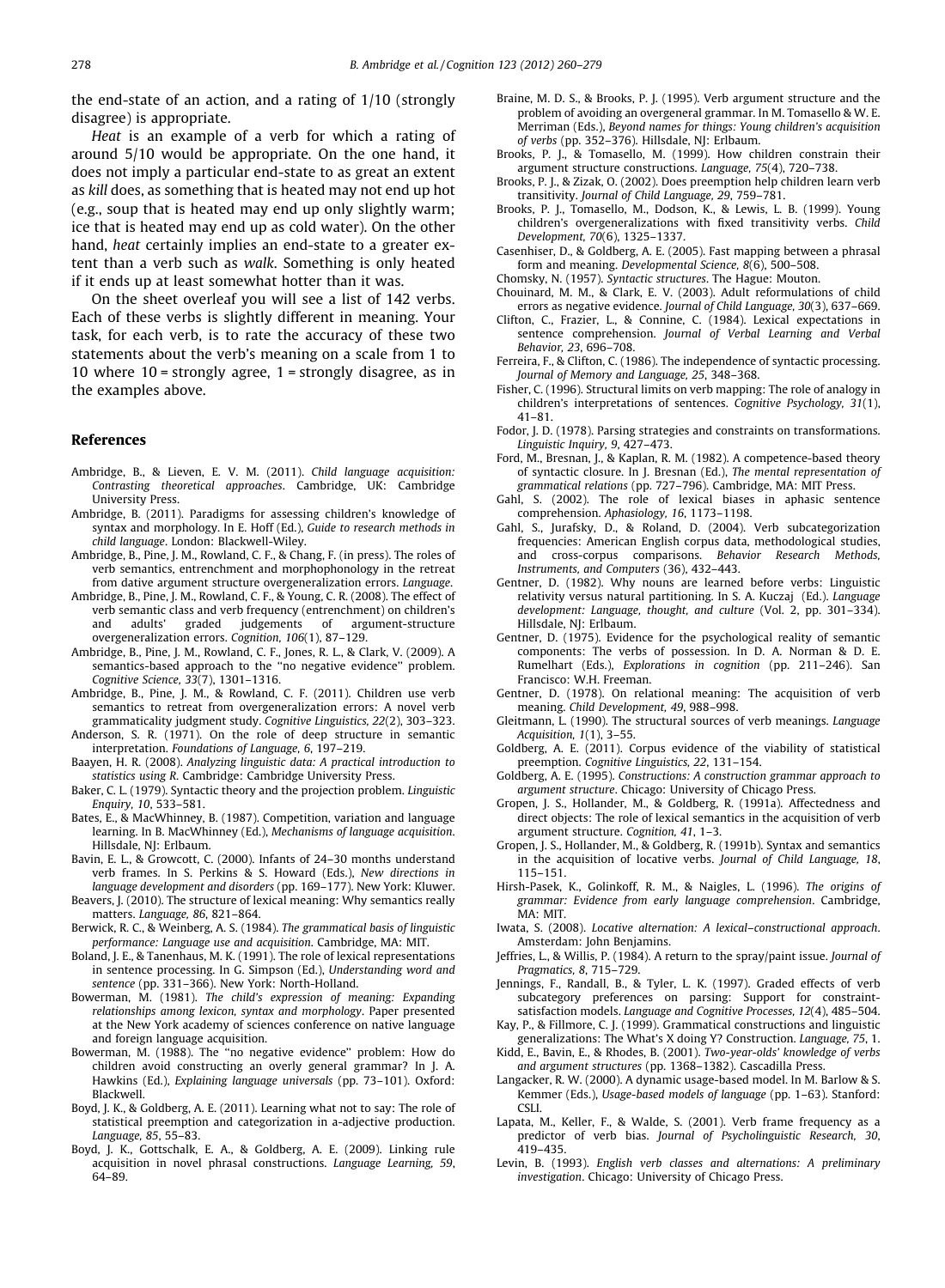the end-state of an action, and a rating of 1/10 (strongly disagree) is appropriate.

*Heat* is an example of a verb for which a rating of around 5/10 would be appropriate. On the one hand, it does not imply a particular end-state to as great an extent as *kill* does, as something that is heated may not end up hot (e.g., soup that is heated may end up only slightly warm; ice that is heated may end up as cold water). On the other hand, *heat* certainly implies an end-state to a greater extent than a verb such as *walk*. Something is only heated if it ends up at least somewhat hotter than it was.

On the sheet overleaf you will see a list of 142 verbs. Each of these verbs is slightly different in meaning. Your task, for each verb, is to rate the accuracy of these two statements about the verb's meaning on a scale from 1 to 10 where 10 = strongly agree, 1 = strongly disagree, as in the examples above.

## References

Ambridge, B., & Lieven, E. V. M. (2011). *Child language acquisition: Contrasting theoretical approaches*. Cambridge, UK: Cambridge University Press.

Ambridge, B. (2011). Paradigms for assessing children's knowledge of syntax and morphology. In E. Hoff (Ed.), *Guide to research methods in child language*. London: Blackwell-Wiley.

Ambridge, B., Pine, J. M., Rowland, C. F., & Chang, F. (in press). The roles of verb semantics, entrenchment and morphophonology in the retreat from dative argument structure overgeneralization errors. *Language*.

Ambridge, B., Pine, J. M., Rowland, C. F., & Young, C. R. (2008). The effect of verb semantic class and verb frequency (entrenchment) on children's and adults' graded judgements of argument-structure overgeneralization errors. *Cognition, 106*(1), 87–129.

Ambridge, B., Pine, J. M., Rowland, C. F., Jones, R. L., & Clark, V. (2009). A semantics-based approach to the "no negative evidence" problem. *Cognitive Science, 33*(7), 1301–1316.

Ambridge, B., Pine, J. M., & Rowland, C. F. (2011). Children use verb semantics to retreat from overgeneralization errors: A novel verb grammaticality judgment study. *Cognitive Linguistics, 22*(2), 303–323.

Anderson, S. R. (1971). On the role of deep structure in semantic interpretation. *Foundations of Language, 6*, 197–219.

Baayen, H. R. (2008). *Analyzing linguistic data: A practical introduction to statistics using R*. Cambridge: Cambridge University Press.

Baker, C. L. (1979). Syntactic theory and the projection problem. *Linguistic Enquiry, 10*, 533–581.

Bates, E., & MacWhinney, B. (1987). Competition, variation and language learning. In B. MacWhinney (Ed.), *Mechanisms of language acquisition*. Hillsdale, NJ: Erlbaum.

Bavin, E. L., & Growcott, C. (2000). Infants of 24–30 months understand verb frames. In S. Perkins & S. Howard (Eds.), *New directions in language development and disorders* (pp. 169–177). New York: Kluwer.

Beavers, J. (2010). The structure of lexical meaning: Why semantics really matters. *Language, 86*, 821–864.

Berwick, R. C., & Weinberg, A. S. (1984). *The grammatical basis of linguistic performance: Language use and acquisition*. Cambridge, MA: MIT.

Boland, J. E., & Tanenhaus, M. K. (1991). The role of lexical representations in sentence processing. In G. Simpson (Ed.), *Understanding word and sentence* (pp. 331–366). New York: North-Holland.

Bowerman, M. (1981). *The child's expression of meaning: Expanding relationships among lexicon, syntax and morphology*. Paper presented at the New York academy of sciences conference on native language and foreign language acquisition.

Bowerman, M. (1988). The "no negative evidence" problem: How do children avoid constructing an overly general grammar? In J. A. Hawkins (Ed.), *Explaining language universals* (pp. 73–101). Oxford: Blackwell.

Boyd, J. K., & Goldberg, A. E. (2011). Learning what not to say: The role of statistical preemption and categorization in a-adjective production. *Language, 85*, 55–83.

Boyd, J. K., Gottschalk, E. A., & Goldberg, A. E. (2009). Linking rule acquisition in novel phrasal constructions. *Language Learning, 59*, 64–89.

Braine, M. D. S., & Brooks, P. J. (1995). Verb argument structure and the problem of avoiding an overgeneral grammar. In M. Tomasello & W. E. Merriman (Eds.), *Beyond names for things: Young children's acquisition of verbs* (pp. 352–376). Hillsdale, NJ: Erlbaum.

Brooks, P. J., & Tomasello, M. (1999). How children constrain their argument structure constructions. *Language, 75*(4), 720–738.

Brooks, P. J., & Zizak, O. (2002). Does preemption help children learn verb transitivity. *Journal of Child Language, 29*, 759–781.

Brooks, P. J., Tomasello, M., Dodson, K., & Lewis, L. B. (1999). Young children's overgeneralizations with fixed transitivity verbs. *Child Development, 70*(6), 1325–1337.

Casenhiser, D., & Goldberg, A. E. (2005). Fast mapping between a phrasal form and meaning. *Developmental Science, 8*(6), 500–508.

Chomsky, N. (1957). *Syntactic structures*. The Hague: Mouton.

Chouinard, M. M., & Clark, E. V. (2003). Adult reformulations of child errors as negative evidence. *Journal of Child Language, 30*(3), 637–669.

Clifton, C., Frazier, L., & Connine, C. (1984). Lexical expectations in sentence comprehension. *Journal of Verbal Learning and Verbal Behavior, 23*, 696–708.

Ferreira, F., & Clifton, C. (1986). The independence of syntactic processing. *Journal of Memory and Language, 25*, 348–368.

Fisher, C. (1996). Structural limits on verb mapping: The role of analogy in children's interpretations of sentences. *Cognitive Psychology, 31*(1), 41–81.

Fodor, J. D. (1978). Parsing strategies and constraints on transformations. *Linguistic Inquiry, 9*, 427–473.

Ford, M., Bresnan, J., & Kaplan, R. M. (1982). A competence-based theory of syntactic closure. In J. Bresnan (Ed.), *The mental representation of grammatical relations* (pp. 727–796). Cambridge, MA: MIT Press.

Gahl, S. (2002). The role of lexical biases in aphasic sentence comprehension. *Aphasiology, 16*, 1173–1198.

Gahl, S., Jurafsky, D., & Roland, D. (2004). Verb subcategorization frequencies: American English corpus data, methodological studies, and cross-corpus comparisons. *Behavior Research Methods, Instruments, and Computers* (36), 432–443.

Gentner, D. (1982). Why nouns are learned before verbs: Linguistic relativity versus natural partitioning. In S. A. Kuczaj (Ed.). *Language development: Language, thought, and culture* (Vol. 2, pp. 301–334). Hillsdale, NJ: Erlbaum.

Gentner, D. (1975). Evidence for the psychological reality of semantic components: The verbs of possession. In D. A. Norman & D. E. Rumelhart (Eds.), *Explorations in cognition* (pp. 211–246). San Francisco: W.H. Freeman.

Gentner, D. (1978). On relational meaning: The acquisition of verb meaning. *Child Development, 49*, 988–998.

Gleitmann, L. (1990). The structural sources of verb meanings. *Language Acquisition, 1*(1), 3–55.

Goldberg, A. E. (2011). Corpus evidence of the viability of statistical preemption. *Cognitive Linguistics, 22*, 131–154.

Goldberg, A. E. (1995). *Constructions: A construction grammar approach to argument structure*. Chicago: University of Chicago Press.

Gropen, J. S., Hollander, M., & Goldberg, R. (1991a). Affectedness and direct objects: The role of lexical semantics in the acquisition of verb argument structure. *Cognition, 41*, 1–3.

Gropen, J. S., Hollander, M., & Goldberg, R. (1991b). Syntax and semantics in the acquisition of locative verbs. *Journal of Child Language, 18*, 115–151.

Hirsh-Pasek, K., Golinkoff, R. M., & Naigles, L. (1996). *The origins of grammar: Evidence from early language comprehension*. Cambridge, MA: MIT.

Iwata, S. (2008). *Locative alternation: A lexical–constructional approach*. Amsterdam: John Benjamins.

Jeffries, L., & Willis, P. (1984). A return to the spray/paint issue. *Journal of Pragmatics, 8*, 715–729.

Jennings, F., Randall, B., & Tyler, L. K. (1997). Graded effects of verb subcategory preferences on parsing: Support for constraint-satisfaction models. *Language and Cognitive Processes, 12*(4), 485–504.

Kay, P., & Fillmore, C. J. (1999). Grammatical constructions and linguistic generalizations: The What's X doing Y? Construction. *Language, 75*, 1.

Kidd, E., Bavin, E., & Rhodes, B. (2001). *Two-year-olds' knowledge of verbs and argument structures* (pp. 1368–1382). Cascadilla Press.

Langacker, R. W. (2000). A dynamic usage-based model. In M. Barlow & S. Kemmer (Eds.), *Usage-based models of language* (pp. 1–63). Stanford: CSLI.

Lapata, M., Keller, F., & Walde, S. (2001). Verb frame frequency as a predictor of verb bias. *Journal of Psycholinguistic Research, 30*, 419–435.

Levin, B. (1993). *English verb classes and alternations: A preliminary investigation*. Chicago: University of Chicago Press.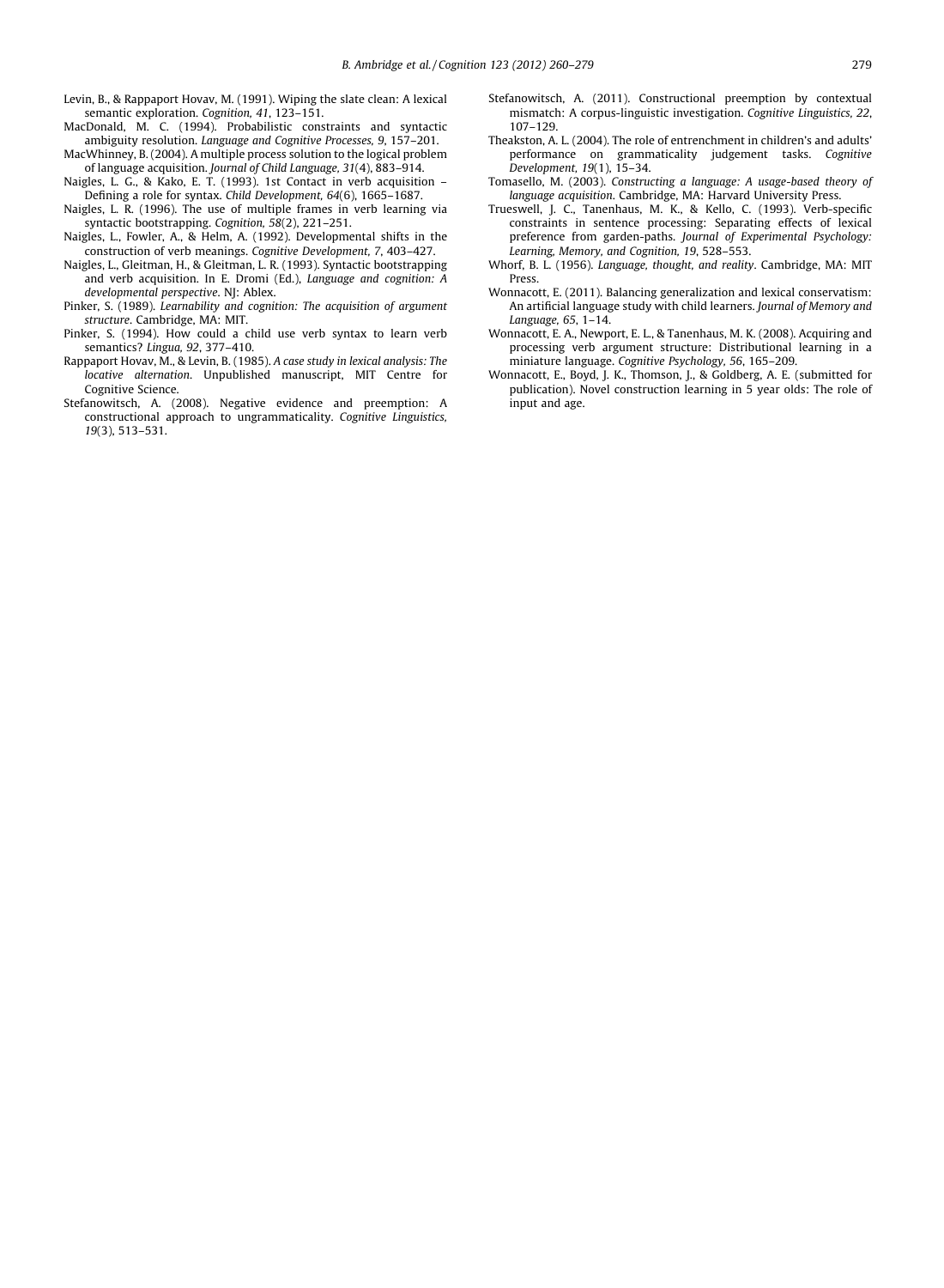Levin, B., & Rappaport Hovav, M. (1991). Wiping the slate clean: A lexical semantic exploration. *Cognition, 41*, 123–151.

MacDonald, M. C. (1994). Probabilistic constraints and syntactic ambiguity resolution. *Language and Cognitive Processes, 9*, 157–201.

MacWhinney, B. (2004). A multiple process solution to the logical problem of language acquisition. *Journal of Child Language, 31*(4), 883–914.

Naigles, L. G., & Kako, E. T. (1993). 1st Contact in verb acquisition – Defining a role for syntax. *Child Development, 64*(6), 1665–1687.

Naigles, L. R. (1996). The use of multiple frames in verb learning via syntactic bootstrapping. *Cognition, 58*(2), 221–251.

Naigles, L., Fowler, A., & Helm, A. (1992). Developmental shifts in the construction of verb meanings. *Cognitive Development, 7*, 403–427.

Naigles, L., Gleitman, H., & Gleitman, L. R. (1993). Syntactic bootstrapping and verb acquisition. In E. Dromi (Ed.), *Language and cognition: A developmental perspective*. NJ: Ablex.

Pinker, S. (1989). *Learnability and cognition: The acquisition of argument structure*. Cambridge, MA: MIT.

Pinker, S. (1994). How could a child use verb syntax to learn verb semantics? *Lingua, 92*, 377–410.

Rappaport Hovav, M., & Levin, B. (1985). *A case study in lexical analysis: The locative alternation*. Unpublished manuscript, MIT Centre for Cognitive Science.

Stefanowitsch, A. (2008). Negative evidence and preemption: A constructional approach to ungrammaticality. *Cognitive Linguistics, 19*(3), 513–531.

Stefanowitsch, A. (2011). Constructional preemption by contextual mismatch: A corpus-linguistic investigation. *Cognitive Linguistics, 22*, 107–129.

Theakston, A. L. (2004). The role of entrenchment in children's and adults' performance on grammaticality judgement tasks. *Cognitive Development, 19*(1), 15–34.

Tomasello, M. (2003). *Constructing a language: A usage-based theory of language acquisition*. Cambridge, MA: Harvard University Press.

Trueswell, J. C., Tanenhaus, M. K., & Kello, C. (1993). Verb-specific constraints in sentence processing: Separating effects of lexical preference from garden-paths. *Journal of Experimental Psychology: Learning, Memory, and Cognition, 19*, 528–553.

Whorf, B. L. (1956). *Language, thought, and reality*. Cambridge, MA: MIT Press.

Wonnacott, E. (2011). Balancing generalization and lexical conservatism: An artificial language study with child learners. *Journal of Memory and Language, 65*, 1–14.

Wonnacott, E. A., Newport, E. L., & Tanenhaus, M. K. (2008). Acquiring and processing verb argument structure: Distributional learning in a miniature language. *Cognitive Psychology, 56*, 165–209.

Wonnacott, E., Boyd, J. K., Thomson, J., & Goldberg, A. E. (submitted for publication). Novel construction learning in 5 year olds: The role of input and age.